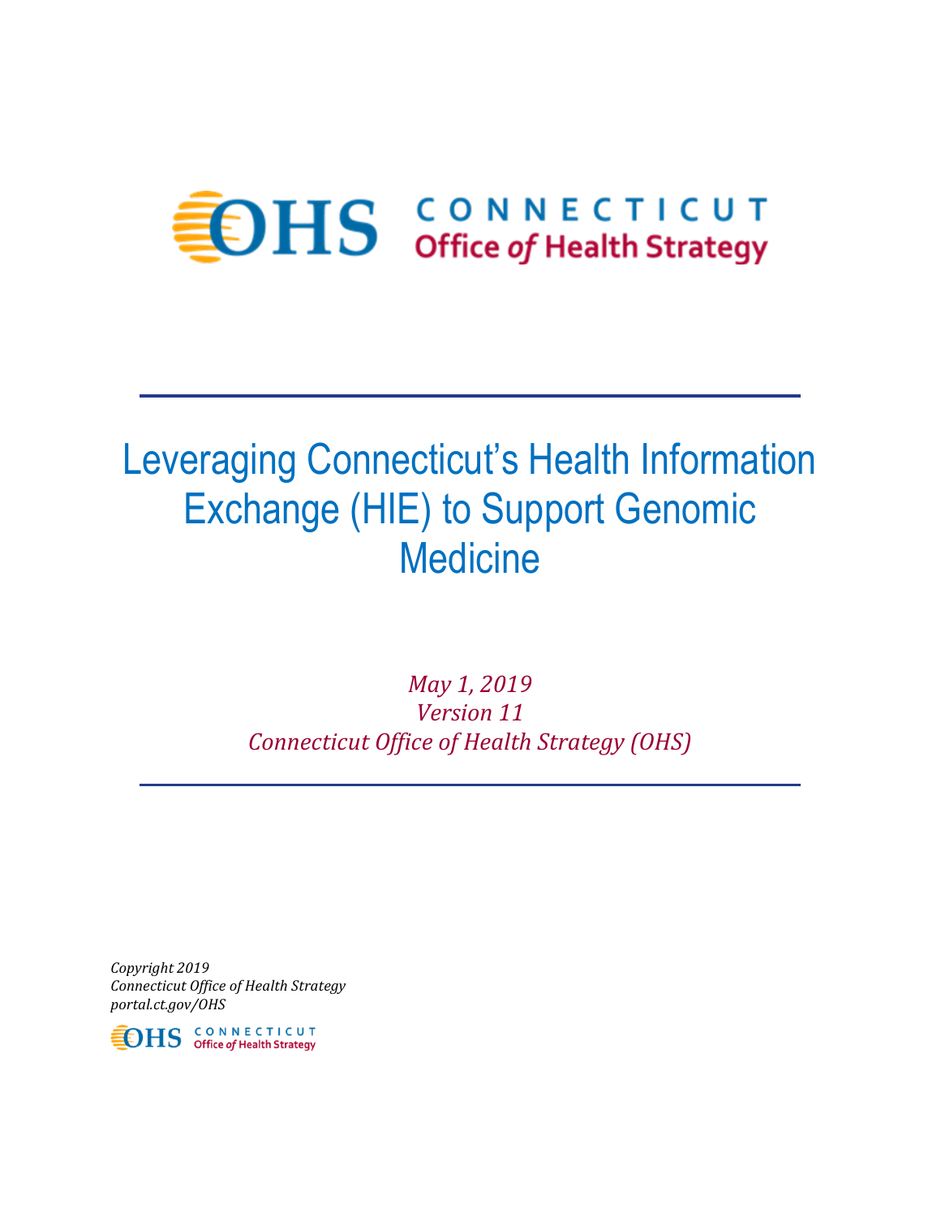CONNECTICUT
Office of Health Strategy

# Leveraging Connecticut's Health Information Exchange (HIE) to Support Genomic Medicine

*May 1, 2019*
*Version 11*
*Connecticut Office of Health Strategy (OHS)*

*Copyright 2019*
*Connecticut Office of Health Strategy*
*portal.ct.gov/OHS*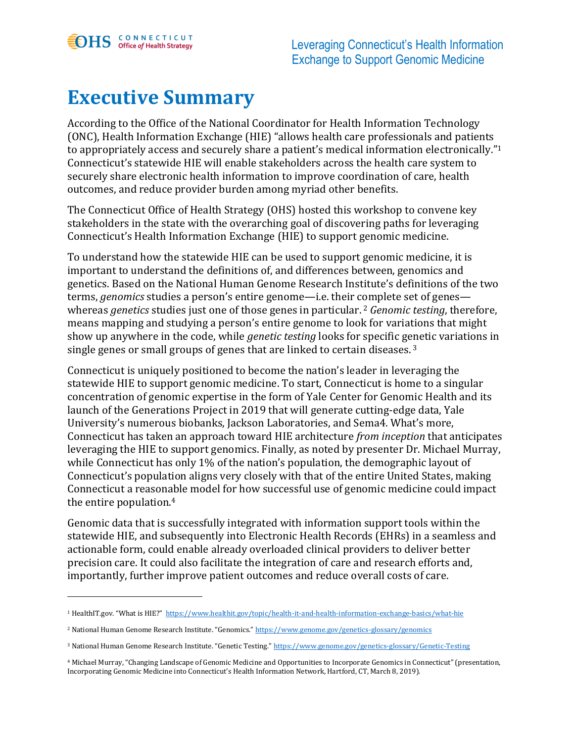# Executive Summary

According to the Office of the National Coordinator for Health Information Technology (ONC), Health Information Exchange (HIE) "allows health care professionals and patients to appropriately access and securely share a patient's medical information electronically."[1] Connecticut's statewide HIE will enable stakeholders across the health care system to securely share electronic health information to improve coordination of care, health outcomes, and reduce provider burden among myriad other benefits.

The Connecticut Office of Health Strategy (OHS) hosted this workshop to convene key stakeholders in the state with the overarching goal of discovering paths for leveraging Connecticut's Health Information Exchange (HIE) to support genomic medicine.

To understand how the statewide HIE can be used to support genomic medicine, it is important to understand the definitions of, and differences between, genomics and genetics. Based on the National Human Genome Research Institute's definitions of the two terms, *genomics* studies a person's entire genome—i.e. their complete set of genes—whereas *genetics* studies just one of those genes in particular.[2] *Genomic testing*, therefore, means mapping and studying a person's entire genome to look for variations that might show up anywhere in the code, while *genetic testing* looks for specific genetic variations in single genes or small groups of genes that are linked to certain diseases.[3]

Connecticut is uniquely positioned to become the nation's leader in leveraging the statewide HIE to support genomic medicine. To start, Connecticut is home to a singular concentration of genomic expertise in the form of Yale Center for Genomic Health and its launch of the Generations Project in 2019 that will generate cutting-edge data, Yale University's numerous biobanks, Jackson Laboratories, and Sema4. What's more, Connecticut has taken an approach toward HIE architecture *from inception* that anticipates leveraging the HIE to support genomics. Finally, as noted by presenter Dr. Michael Murray, while Connecticut has only 1% of the nation's population, the demographic layout of Connecticut's population aligns very closely with that of the entire United States, making Connecticut a reasonable model for how successful use of genomic medicine could impact the entire population.[4]

Genomic data that is successfully integrated with information support tools within the statewide HIE, and subsequently into Electronic Health Records (EHRs) in a seamless and actionable form, could enable already overloaded clinical providers to deliver better precision care. It could also facilitate the integration of care and research efforts and, importantly, further improve patient outcomes and reduce overall costs of care.

---

[1] HealthIT.gov. "What is HIE?" https://www.healthit.gov/topic/health-it-and-health-information-exchange-basics/what-hie

[2] National Human Genome Research Institute. "Genomics." https://www.genome.gov/genetics-glossary/genomics

[3] National Human Genome Research Institute. "Genetic Testing." https://www.genome.gov/genetics-glossary/Genetic-Testing

[4] Michael Murray, "Changing Landscape of Genomic Medicine and Opportunities to Incorporate Genomics in Connecticut" (presentation, Incorporating Genomic Medicine into Connecticut's Health Information Network, Hartford, CT, March 8, 2019).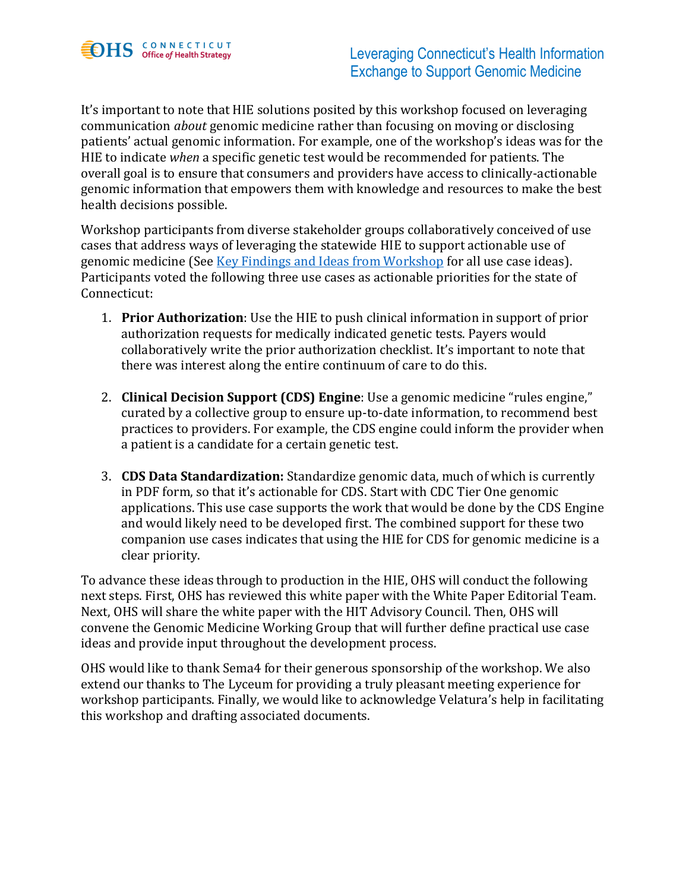It's important to note that HIE solutions posited by this workshop focused on leveraging communication *about* genomic medicine rather than focusing on moving or disclosing patients' actual genomic information. For example, one of the workshop's ideas was for the HIE to indicate *when* a specific genetic test would be recommended for patients. The overall goal is to ensure that consumers and providers have access to clinically-actionable genomic information that empowers them with knowledge and resources to make the best health decisions possible.

Workshop participants from diverse stakeholder groups collaboratively conceived of use cases that address ways of leveraging the statewide HIE to support actionable use of genomic medicine (See Key Findings and Ideas from Workshop for all use case ideas). Participants voted the following three use cases as actionable priorities for the state of Connecticut:

1. **Prior Authorization**: Use the HIE to push clinical information in support of prior authorization requests for medically indicated genetic tests. Payers would collaboratively write the prior authorization checklist. It's important to note that there was interest along the entire continuum of care to do this.

2. **Clinical Decision Support (CDS) Engine**: Use a genomic medicine "rules engine," curated by a collective group to ensure up-to-date information, to recommend best practices to providers. For example, the CDS engine could inform the provider when a patient is a candidate for a certain genetic test.

3. **CDS Data Standardization:** Standardize genomic data, much of which is currently in PDF form, so that it's actionable for CDS. Start with CDC Tier One genomic applications. This use case supports the work that would be done by the CDS Engine and would likely need to be developed first. The combined support for these two companion use cases indicates that using the HIE for CDS for genomic medicine is a clear priority.

To advance these ideas through to production in the HIE, OHS will conduct the following next steps. First, OHS has reviewed this white paper with the White Paper Editorial Team. Next, OHS will share the white paper with the HIT Advisory Council. Then, OHS will convene the Genomic Medicine Working Group that will further define practical use case ideas and provide input throughout the development process.

OHS would like to thank Sema4 for their generous sponsorship of the workshop. We also extend our thanks to The Lyceum for providing a truly pleasant meeting experience for workshop participants. Finally, we would like to acknowledge Velatura's help in facilitating this workshop and drafting associated documents.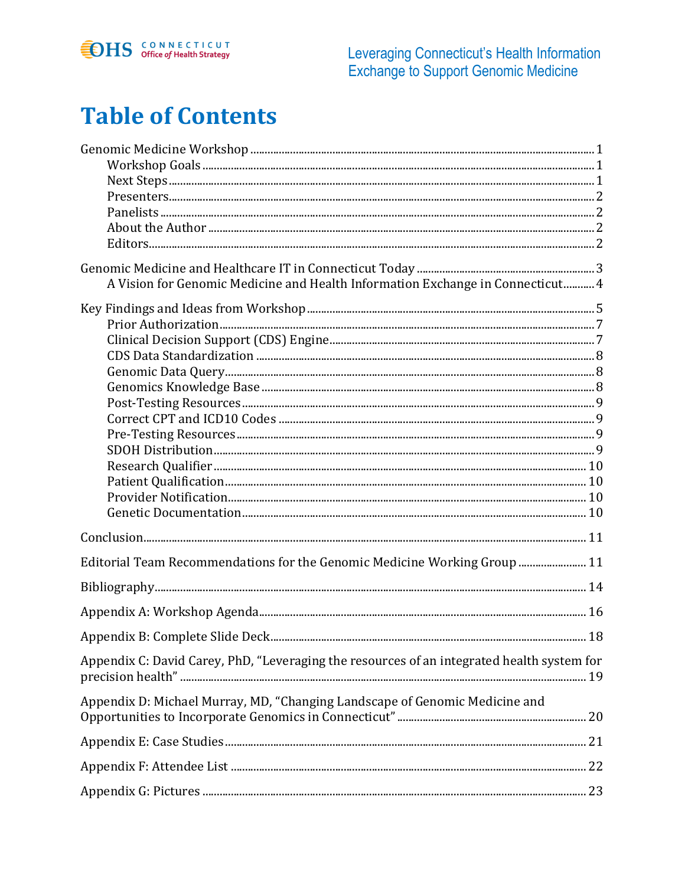# Table of Contents

Genomic Medicine Workshop ..... 1
- Workshop Goals ..... 1
- Next Steps ..... 1
- Presenters ..... 2
- Panelists ..... 2
- About the Author ..... 2
- Editors ..... 2

Genomic Medicine and Healthcare IT in Connecticut Today ..... 3
- A Vision for Genomic Medicine and Health Information Exchange in Connecticut ..... 4

Key Findings and Ideas from Workshop ..... 5
- Prior Authorization ..... 7
- Clinical Decision Support (CDS) Engine ..... 7
- CDS Data Standardization ..... 8
- Genomic Data Query ..... 8
- Genomics Knowledge Base ..... 8
- Post-Testing Resources ..... 9
- Correct CPT and ICD10 Codes ..... 9
- Pre-Testing Resources ..... 9
- SDOH Distribution ..... 9
- Research Qualifier ..... 10
- Patient Qualification ..... 10
- Provider Notification ..... 10
- Genetic Documentation ..... 10

Conclusion ..... 11

Editorial Team Recommendations for the Genomic Medicine Working Group ..... 11

Bibliography ..... 14

Appendix A: Workshop Agenda ..... 16

Appendix B: Complete Slide Deck ..... 18

Appendix C: David Carey, PhD, "Leveraging the resources of an integrated health system for precision health" ..... 19

Appendix D: Michael Murray, MD, "Changing Landscape of Genomic Medicine and Opportunities to Incorporate Genomics in Connecticut" ..... 20

Appendix E: Case Studies ..... 21

Appendix F: Attendee List ..... 22

Appendix G: Pictures ..... 23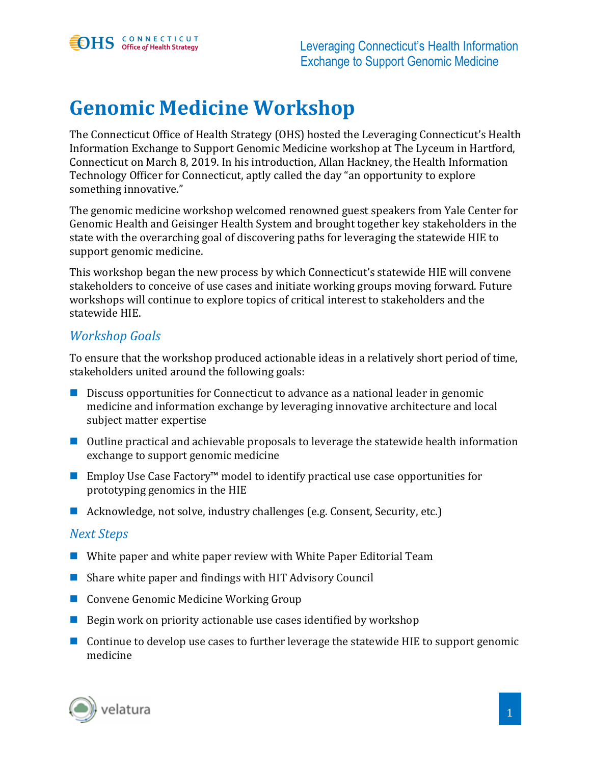# Genomic Medicine Workshop

The Connecticut Office of Health Strategy (OHS) hosted the Leveraging Connecticut's Health Information Exchange to Support Genomic Medicine workshop at The Lyceum in Hartford, Connecticut on March 8, 2019. In his introduction, Allan Hackney, the Health Information Technology Officer for Connecticut, aptly called the day "an opportunity to explore something innovative."

The genomic medicine workshop welcomed renowned guest speakers from Yale Center for Genomic Health and Geisinger Health System and brought together key stakeholders in the state with the overarching goal of discovering paths for leveraging the statewide HIE to support genomic medicine.

This workshop began the new process by which Connecticut's statewide HIE will convene stakeholders to conceive of use cases and initiate working groups moving forward. Future workshops will continue to explore topics of critical interest to stakeholders and the statewide HIE.

## *Workshop Goals*

To ensure that the workshop produced actionable ideas in a relatively short period of time, stakeholders united around the following goals:

- Discuss opportunities for Connecticut to advance as a national leader in genomic medicine and information exchange by leveraging innovative architecture and local subject matter expertise
- Outline practical and achievable proposals to leverage the statewide health information exchange to support genomic medicine
- Employ Use Case Factory™ model to identify practical use case opportunities for prototyping genomics in the HIE
- Acknowledge, not solve, industry challenges (e.g. Consent, Security, etc.)

## *Next Steps*

- White paper and white paper review with White Paper Editorial Team
- Share white paper and findings with HIT Advisory Council
- Convene Genomic Medicine Working Group
- Begin work on priority actionable use cases identified by workshop
- Continue to develop use cases to further leverage the statewide HIE to support genomic medicine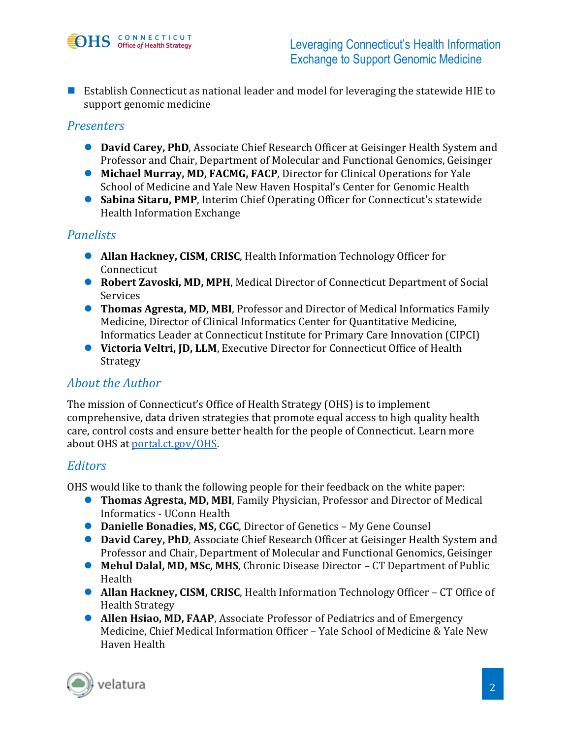- Establish Connecticut as national leader and model for leveraging the statewide HIE to support genomic medicine

## *Presenters*

- **David Carey, PhD**, Associate Chief Research Officer at Geisinger Health System and Professor and Chair, Department of Molecular and Functional Genomics, Geisinger
- **Michael Murray, MD, FACMG, FACP**, Director for Clinical Operations for Yale School of Medicine and Yale New Haven Hospital's Center for Genomic Health
- **Sabina Sitaru, PMP**, Interim Chief Operating Officer for Connecticut's statewide Health Information Exchange

## *Panelists*

- **Allan Hackney, CISM, CRISC**, Health Information Technology Officer for Connecticut
- **Robert Zavoski, MD, MPH**, Medical Director of Connecticut Department of Social Services
- **Thomas Agresta, MD, MBI**, Professor and Director of Medical Informatics Family Medicine, Director of Clinical Informatics Center for Quantitative Medicine, Informatics Leader at Connecticut Institute for Primary Care Innovation (CIPCI)
- **Victoria Veltri, JD, LLM**, Executive Director for Connecticut Office of Health Strategy

## *About the Author*

The mission of Connecticut's Office of Health Strategy (OHS) is to implement comprehensive, data driven strategies that promote equal access to high quality health care, control costs and ensure better health for the people of Connecticut. Learn more about OHS at [portal.ct.gov/OHS](portal.ct.gov/OHS).

## *Editors*

OHS would like to thank the following people for their feedback on the white paper:

- **Thomas Agresta, MD, MBI**, Family Physician, Professor and Director of Medical Informatics - UConn Health
- **Danielle Bonadies, MS, CGC**, Director of Genetics – My Gene Counsel
- **David Carey, PhD**, Associate Chief Research Officer at Geisinger Health System and Professor and Chair, Department of Molecular and Functional Genomics, Geisinger
- **Mehul Dalal, MD, MSc, MHS**, Chronic Disease Director – CT Department of Public Health
- **Allan Hackney, CISM, CRISC**, Health Information Technology Officer – CT Office of Health Strategy
- **Allen Hsiao, MD, FAAP**, Associate Professor of Pediatrics and of Emergency Medicine, Chief Medical Information Officer – Yale School of Medicine & Yale New Haven Health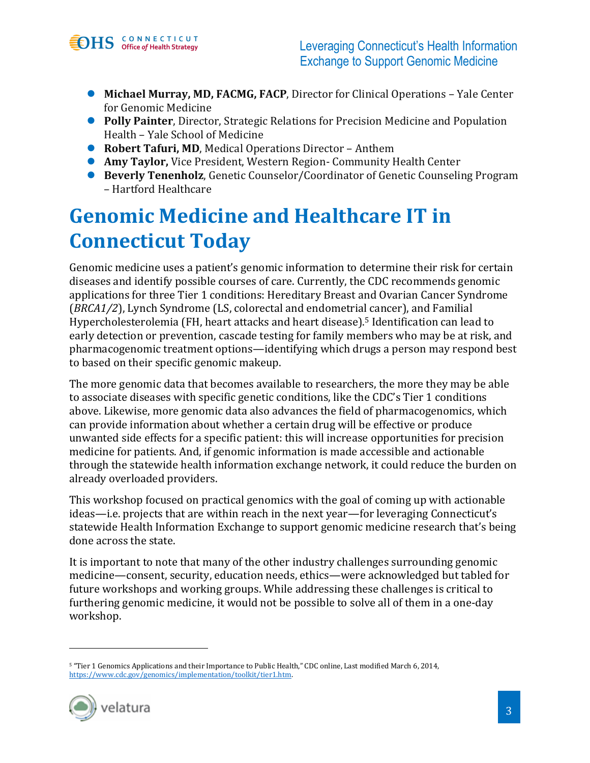- **Michael Murray, MD, FACMG, FACP**, Director for Clinical Operations – Yale Center for Genomic Medicine
- **Polly Painter**, Director, Strategic Relations for Precision Medicine and Population Health – Yale School of Medicine
- **Robert Tafuri, MD**, Medical Operations Director – Anthem
- **Amy Taylor,** Vice President, Western Region- Community Health Center
- **Beverly Tenenholz**, Genetic Counselor/Coordinator of Genetic Counseling Program – Hartford Healthcare

# Genomic Medicine and Healthcare IT in Connecticut Today

Genomic medicine uses a patient's genomic information to determine their risk for certain diseases and identify possible courses of care. Currently, the CDC recommends genomic applications for three Tier 1 conditions: Hereditary Breast and Ovarian Cancer Syndrome (*BRCA1/2*), Lynch Syndrome (LS, colorectal and endometrial cancer), and Familial Hypercholesterolemia (FH, heart attacks and heart disease).[5] Identification can lead to early detection or prevention, cascade testing for family members who may be at risk, and pharmacogenomic treatment options—identifying which drugs a person may respond best to based on their specific genomic makeup.

The more genomic data that becomes available to researchers, the more they may be able to associate diseases with specific genetic conditions, like the CDC's Tier 1 conditions above. Likewise, more genomic data also advances the field of pharmacogenomics, which can provide information about whether a certain drug will be effective or produce unwanted side effects for a specific patient: this will increase opportunities for precision medicine for patients. And, if genomic information is made accessible and actionable through the statewide health information exchange network, it could reduce the burden on already overloaded providers.

This workshop focused on practical genomics with the goal of coming up with actionable ideas—i.e. projects that are within reach in the next year—for leveraging Connecticut's statewide Health Information Exchange to support genomic medicine research that's being done across the state.

It is important to note that many of the other industry challenges surrounding genomic medicine—consent, security, education needs, ethics—were acknowledged but tabled for future workshops and working groups. While addressing these challenges is critical to furthering genomic medicine, it would not be possible to solve all of them in a one-day workshop.

---

[5] "Tier 1 Genomics Applications and their Importance to Public Health," CDC online, Last modified March 6, 2014, https://www.cdc.gov/genomics/implementation/toolkit/tier1.htm.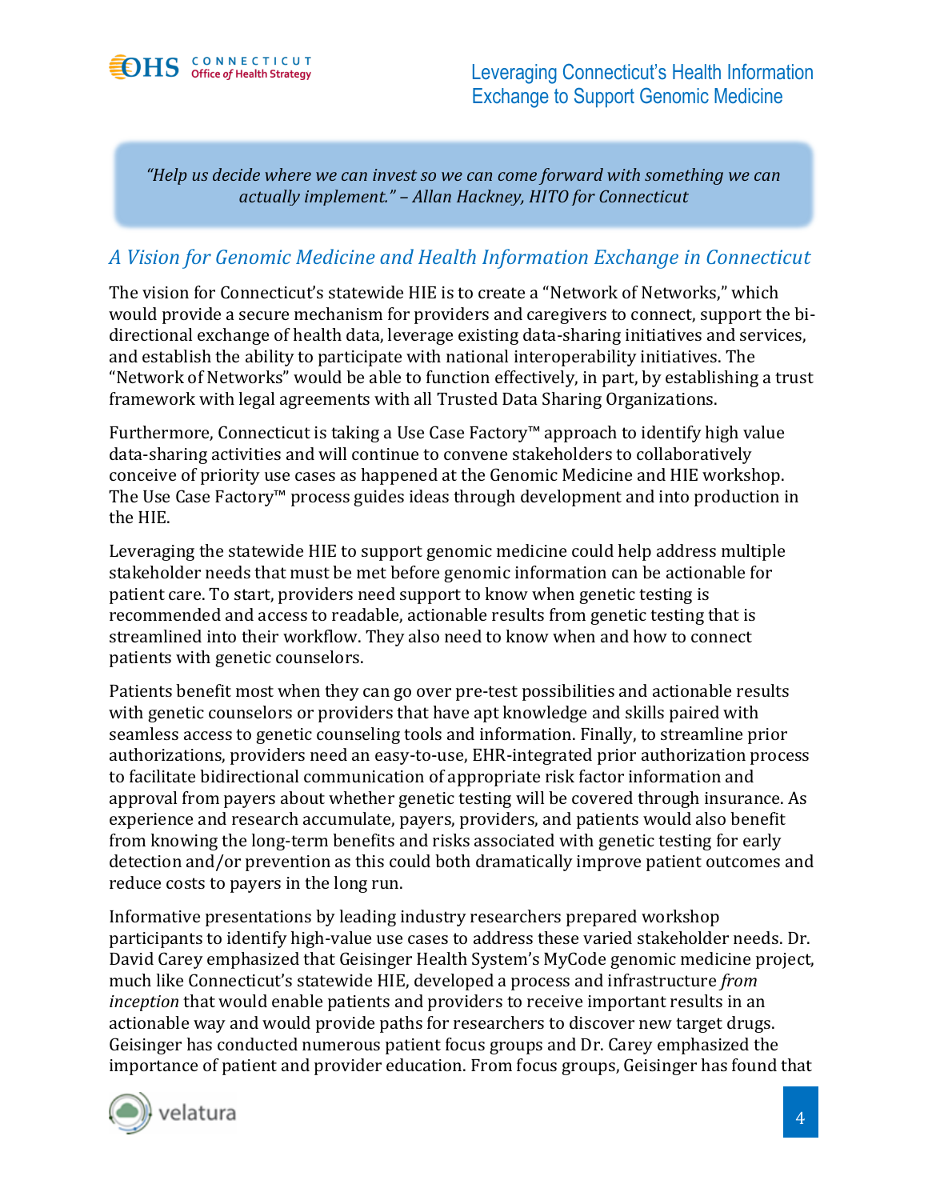*"Help us decide where we can invest so we can come forward with something we can actually implement." – Allan Hackney, HITO for Connecticut*

## *A Vision for Genomic Medicine and Health Information Exchange in Connecticut*

The vision for Connecticut's statewide HIE is to create a "Network of Networks," which would provide a secure mechanism for providers and caregivers to connect, support the bi-directional exchange of health data, leverage existing data-sharing initiatives and services, and establish the ability to participate with national interoperability initiatives. The "Network of Networks" would be able to function effectively, in part, by establishing a trust framework with legal agreements with all Trusted Data Sharing Organizations.

Furthermore, Connecticut is taking a Use Case Factory™ approach to identify high value data-sharing activities and will continue to convene stakeholders to collaboratively conceive of priority use cases as happened at the Genomic Medicine and HIE workshop. The Use Case Factory™ process guides ideas through development and into production in the HIE.

Leveraging the statewide HIE to support genomic medicine could help address multiple stakeholder needs that must be met before genomic information can be actionable for patient care. To start, providers need support to know when genetic testing is recommended and access to readable, actionable results from genetic testing that is streamlined into their workflow. They also need to know when and how to connect patients with genetic counselors.

Patients benefit most when they can go over pre-test possibilities and actionable results with genetic counselors or providers that have apt knowledge and skills paired with seamless access to genetic counseling tools and information. Finally, to streamline prior authorizations, providers need an easy-to-use, EHR-integrated prior authorization process to facilitate bidirectional communication of appropriate risk factor information and approval from payers about whether genetic testing will be covered through insurance. As experience and research accumulate, payers, providers, and patients would also benefit from knowing the long-term benefits and risks associated with genetic testing for early detection and/or prevention as this could both dramatically improve patient outcomes and reduce costs to payers in the long run.

Informative presentations by leading industry researchers prepared workshop participants to identify high-value use cases to address these varied stakeholder needs. Dr. David Carey emphasized that Geisinger Health System's MyCode genomic medicine project, much like Connecticut's statewide HIE, developed a process and infrastructure *from inception* that would enable patients and providers to receive important results in an actionable way and would provide paths for researchers to discover new target drugs. Geisinger has conducted numerous patient focus groups and Dr. Carey emphasized the importance of patient and provider education. From focus groups, Geisinger has found that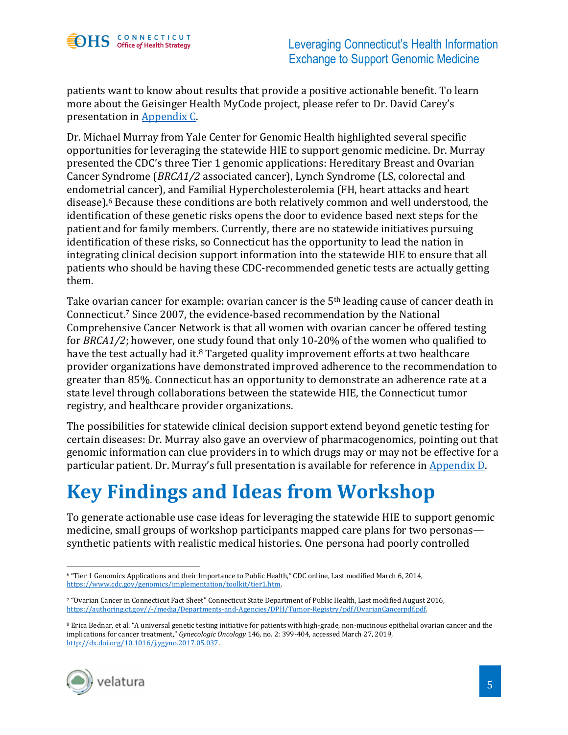patients want to know about results that provide a positive actionable benefit. To learn more about the Geisinger Health MyCode project, please refer to Dr. David Carey's presentation in [Appendix C](#).

Dr. Michael Murray from Yale Center for Genomic Health highlighted several specific opportunities for leveraging the statewide HIE to support genomic medicine. Dr. Murray presented the CDC's three Tier 1 genomic applications: Hereditary Breast and Ovarian Cancer Syndrome (*BRCA1/2* associated cancer), Lynch Syndrome (LS, colorectal and endometrial cancer), and Familial Hypercholesterolemia (FH, heart attacks and heart disease).[6] Because these conditions are both relatively common and well understood, the identification of these genetic risks opens the door to evidence based next steps for the patient and for family members. Currently, there are no statewide initiatives pursuing identification of these risks, so Connecticut has the opportunity to lead the nation in integrating clinical decision support information into the statewide HIE to ensure that all patients who should be having these CDC-recommended genetic tests are actually getting them.

Take ovarian cancer for example: ovarian cancer is the 5th leading cause of cancer death in Connecticut.[7] Since 2007, the evidence-based recommendation by the National Comprehensive Cancer Network is that all women with ovarian cancer be offered testing for *BRCA1/2*; however, one study found that only 10-20% of the women who qualified to have the test actually had it.[8] Targeted quality improvement efforts at two healthcare provider organizations have demonstrated improved adherence to the recommendation to greater than 85%. Connecticut has an opportunity to demonstrate an adherence rate at a state level through collaborations between the statewide HIE, the Connecticut tumor registry, and healthcare provider organizations.

The possibilities for statewide clinical decision support extend beyond genetic testing for certain diseases: Dr. Murray also gave an overview of pharmacogenomics, pointing out that genomic information can clue providers in to which drugs may or may not be effective for a particular patient. Dr. Murray's full presentation is available for reference in [Appendix D](#).

# Key Findings and Ideas from Workshop

To generate actionable use case ideas for leveraging the statewide HIE to support genomic medicine, small groups of workshop participants mapped care plans for two personas—synthetic patients with realistic medical histories. One persona had poorly controlled

---

[6] "Tier 1 Genomics Applications and their Importance to Public Health," CDC online, Last modified March 6, 2014, https://www.cdc.gov/genomics/implementation/toolkit/tier1.htm.

[7] "Ovarian Cancer in Connecticut Fact Sheet" Connecticut State Department of Public Health, Last modified August 2016, https://authoring.ct.gov//-/media/Departments-and-Agencies/DPH/Tumor-Registry/pdf/OvarianCancerpdf.pdf.

[8] Erica Bednar, et al. "A universal genetic testing initiative for patients with high-grade, non-mucinous epithelial ovarian cancer and the implications for cancer treatment," *Gynecologic Oncology* 146, no. 2: 399-404, accessed March 27, 2019, http://dx.doi.org/10.1016/j.ygyno.2017.05.037.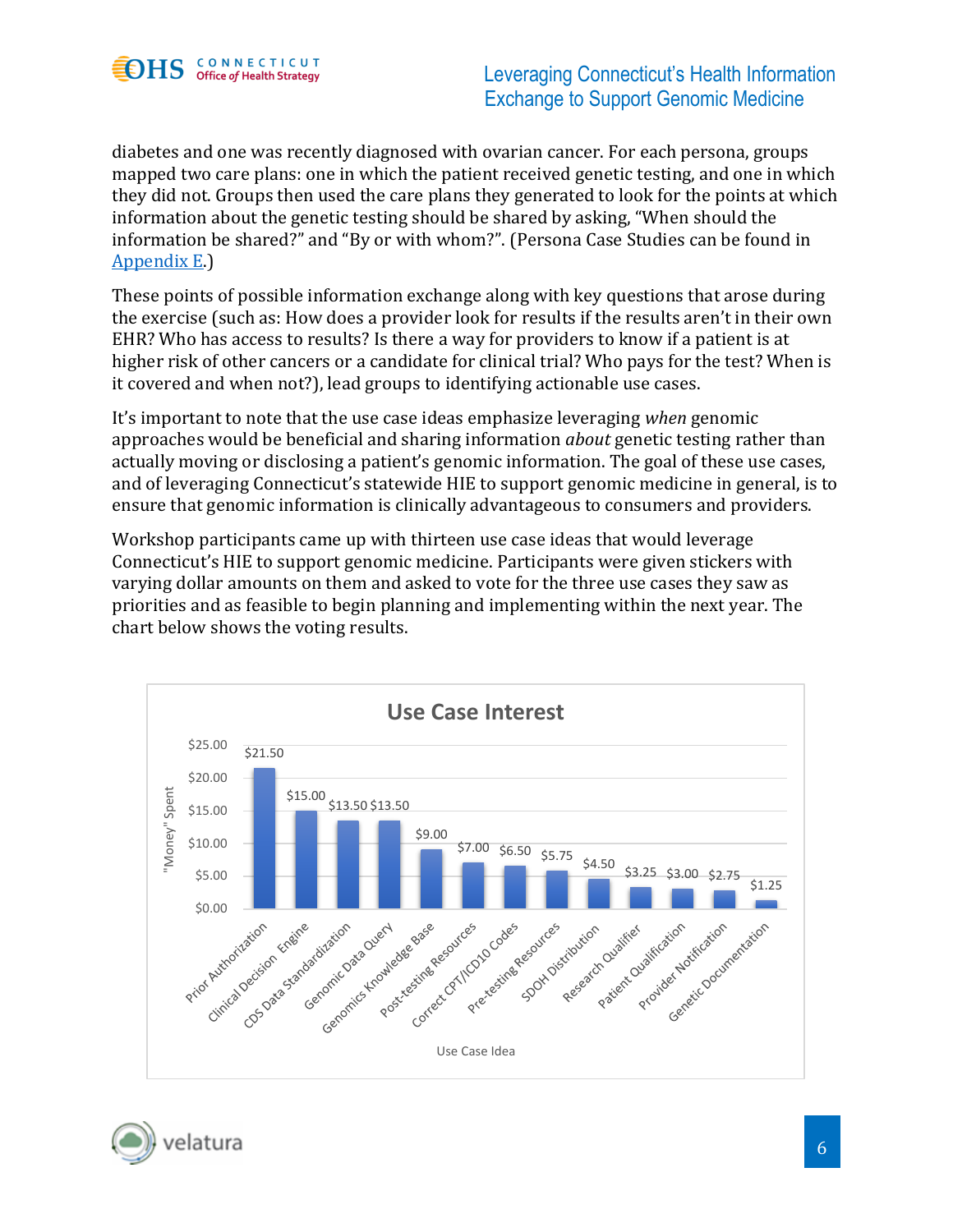diabetes and one was recently diagnosed with ovarian cancer. For each persona, groups mapped two care plans: one in which the patient received genetic testing, and one in which they did not. Groups then used the care plans they generated to look for the points at which information about the genetic testing should be shared by asking, “When should the information be shared?” and “By or with whom?”. (Persona Case Studies can be found in Appendix E.)

These points of possible information exchange along with key questions that arose during the exercise (such as: How does a provider look for results if the results aren’t in their own EHR? Who has access to results? Is there a way for providers to know if a patient is at higher risk of other cancers or a candidate for clinical trial? Who pays for the test? When is it covered and when not?), lead groups to identifying actionable use cases.

It’s important to note that the use case ideas emphasize leveraging *when* genomic approaches would be beneficial and sharing information *about* genetic testing rather than actually moving or disclosing a patient’s genomic information. The goal of these use cases, and of leveraging Connecticut’s statewide HIE to support genomic medicine in general, is to ensure that genomic information is clinically advantageous to consumers and providers.

Workshop participants came up with thirteen use case ideas that would leverage Connecticut’s HIE to support genomic medicine. Participants were given stickers with varying dollar amounts on them and asked to vote for the three use cases they saw as priorities and as feasible to begin planning and implementing within the next year. The chart below shows the voting results.

**Use Case Interest**

| Use Case Idea | "Money" Spent |
|---|---|
| Prior Authorization | $21.50 |
| Clinical Decision Engine | $15.00 |
| CDS Data Standardization | $13.50 |
| Genomic Data Query | $13.50 |
| Genomics Knowledge Base | $9.00 |
| Post-testing Resources | $7.00 |
| Correct CPT/ICD10 Codes | $6.50 |
| Pre-testing Resources | $5.75 |
| SDOH Distribution | $4.50 |
| Research Qualifier | $3.25 |
| Patient Qualification | $3.00 |
| Provider Notification | $2.75 |
| Genetic Documentation | $1.25 |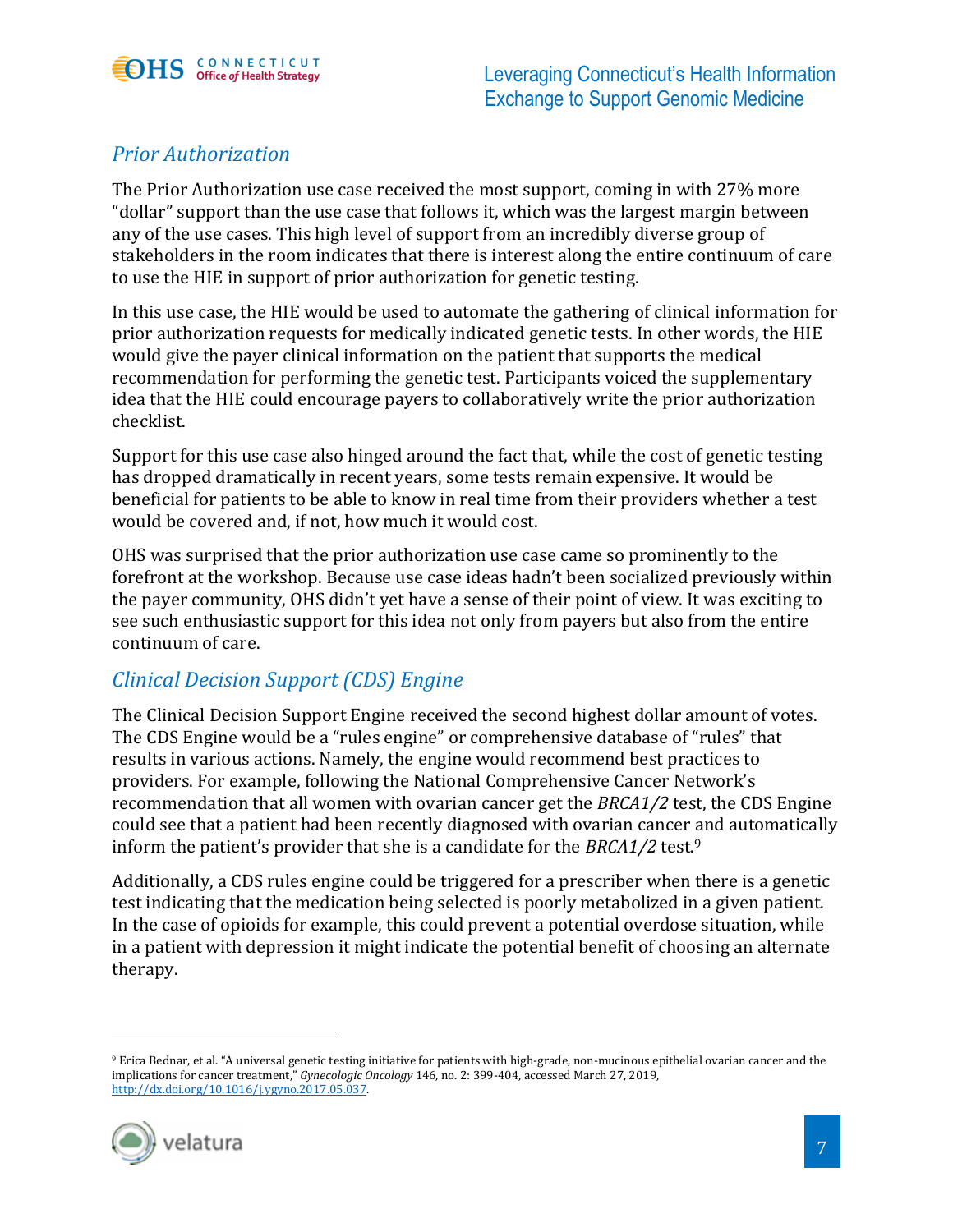### *Prior Authorization*

The Prior Authorization use case received the most support, coming in with 27% more "dollar" support than the use case that follows it, which was the largest margin between any of the use cases. This high level of support from an incredibly diverse group of stakeholders in the room indicates that there is interest along the entire continuum of care to use the HIE in support of prior authorization for genetic testing.

In this use case, the HIE would be used to automate the gathering of clinical information for prior authorization requests for medically indicated genetic tests. In other words, the HIE would give the payer clinical information on the patient that supports the medical recommendation for performing the genetic test. Participants voiced the supplementary idea that the HIE could encourage payers to collaboratively write the prior authorization checklist.

Support for this use case also hinged around the fact that, while the cost of genetic testing has dropped dramatically in recent years, some tests remain expensive. It would be beneficial for patients to be able to know in real time from their providers whether a test would be covered and, if not, how much it would cost.

OHS was surprised that the prior authorization use case came so prominently to the forefront at the workshop. Because use case ideas hadn't been socialized previously within the payer community, OHS didn't yet have a sense of their point of view. It was exciting to see such enthusiastic support for this idea not only from payers but also from the entire continuum of care.

### *Clinical Decision Support (CDS) Engine*

The Clinical Decision Support Engine received the second highest dollar amount of votes. The CDS Engine would be a "rules engine" or comprehensive database of "rules" that results in various actions. Namely, the engine would recommend best practices to providers. For example, following the National Comprehensive Cancer Network's recommendation that all women with ovarian cancer get the *BRCA1/2* test, the CDS Engine could see that a patient had been recently diagnosed with ovarian cancer and automatically inform the patient's provider that she is a candidate for the *BRCA1/2* test.[9]

Additionally, a CDS rules engine could be triggered for a prescriber when there is a genetic test indicating that the medication being selected is poorly metabolized in a given patient. In the case of opioids for example, this could prevent a potential overdose situation, while in a patient with depression it might indicate the potential benefit of choosing an alternate therapy.

---

[9] Erica Bednar, et al. "A universal genetic testing initiative for patients with high-grade, non-mucinous epithelial ovarian cancer and the implications for cancer treatment," *Gynecologic Oncology* 146, no. 2: 399-404, accessed March 27, 2019, http://dx.doi.org/10.1016/j.ygyno.2017.05.037.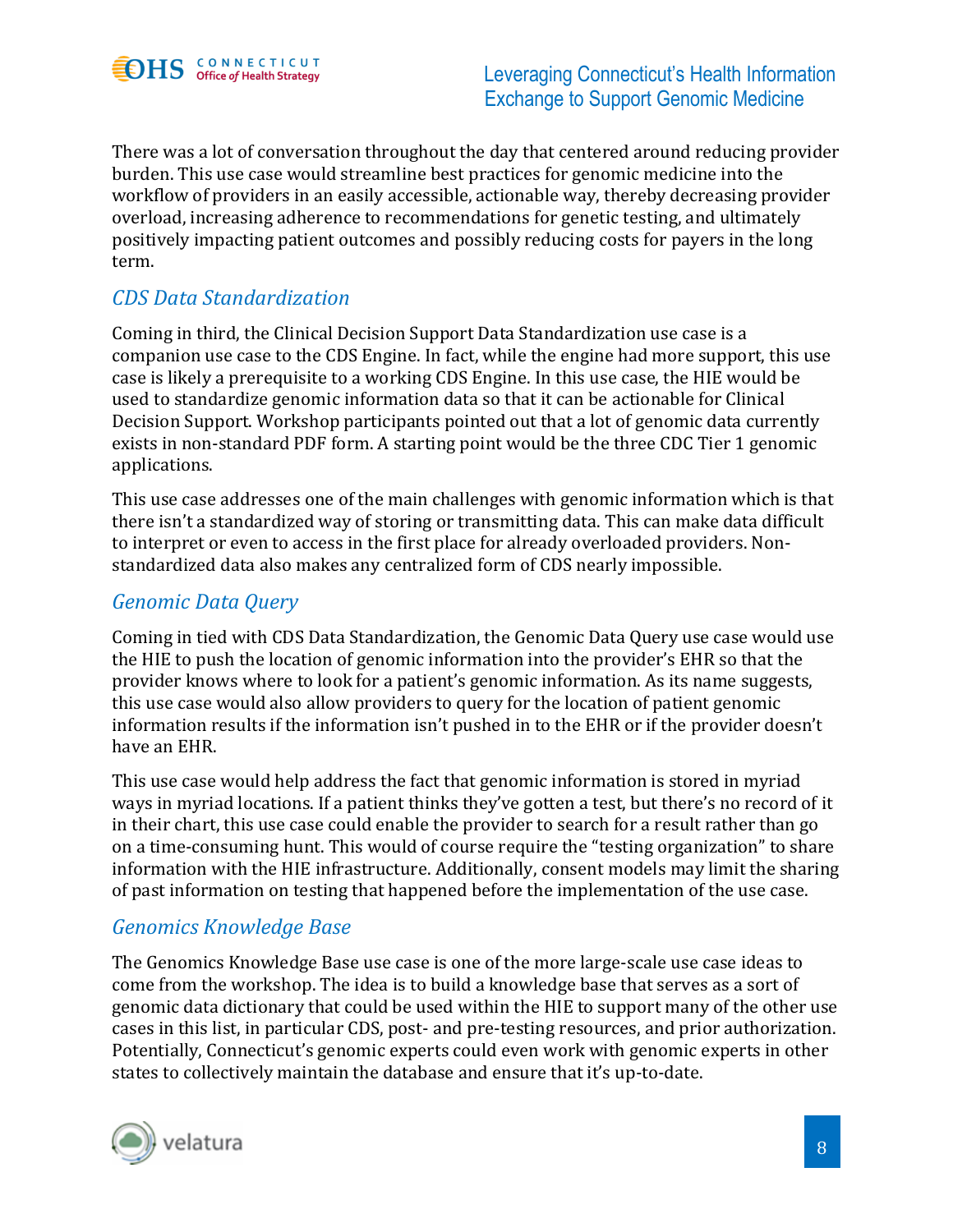There was a lot of conversation throughout the day that centered around reducing provider burden. This use case would streamline best practices for genomic medicine into the workflow of providers in an easily accessible, actionable way, thereby decreasing provider overload, increasing adherence to recommendations for genetic testing, and ultimately positively impacting patient outcomes and possibly reducing costs for payers in the long term.

### *CDS Data Standardization*

Coming in third, the Clinical Decision Support Data Standardization use case is a companion use case to the CDS Engine. In fact, while the engine had more support, this use case is likely a prerequisite to a working CDS Engine. In this use case, the HIE would be used to standardize genomic information data so that it can be actionable for Clinical Decision Support. Workshop participants pointed out that a lot of genomic data currently exists in non-standard PDF form. A starting point would be the three CDC Tier 1 genomic applications.

This use case addresses one of the main challenges with genomic information which is that there isn't a standardized way of storing or transmitting data. This can make data difficult to interpret or even to access in the first place for already overloaded providers. Non-standardized data also makes any centralized form of CDS nearly impossible.

### *Genomic Data Query*

Coming in tied with CDS Data Standardization, the Genomic Data Query use case would use the HIE to push the location of genomic information into the provider's EHR so that the provider knows where to look for a patient's genomic information. As its name suggests, this use case would also allow providers to query for the location of patient genomic information results if the information isn't pushed in to the EHR or if the provider doesn't have an EHR.

This use case would help address the fact that genomic information is stored in myriad ways in myriad locations. If a patient thinks they've gotten a test, but there's no record of it in their chart, this use case could enable the provider to search for a result rather than go on a time-consuming hunt. This would of course require the "testing organization" to share information with the HIE infrastructure. Additionally, consent models may limit the sharing of past information on testing that happened before the implementation of the use case.

### *Genomics Knowledge Base*

The Genomics Knowledge Base use case is one of the more large-scale use case ideas to come from the workshop. The idea is to build a knowledge base that serves as a sort of genomic data dictionary that could be used within the HIE to support many of the other use cases in this list, in particular CDS, post- and pre-testing resources, and prior authorization. Potentially, Connecticut's genomic experts could even work with genomic experts in other states to collectively maintain the database and ensure that it's up-to-date.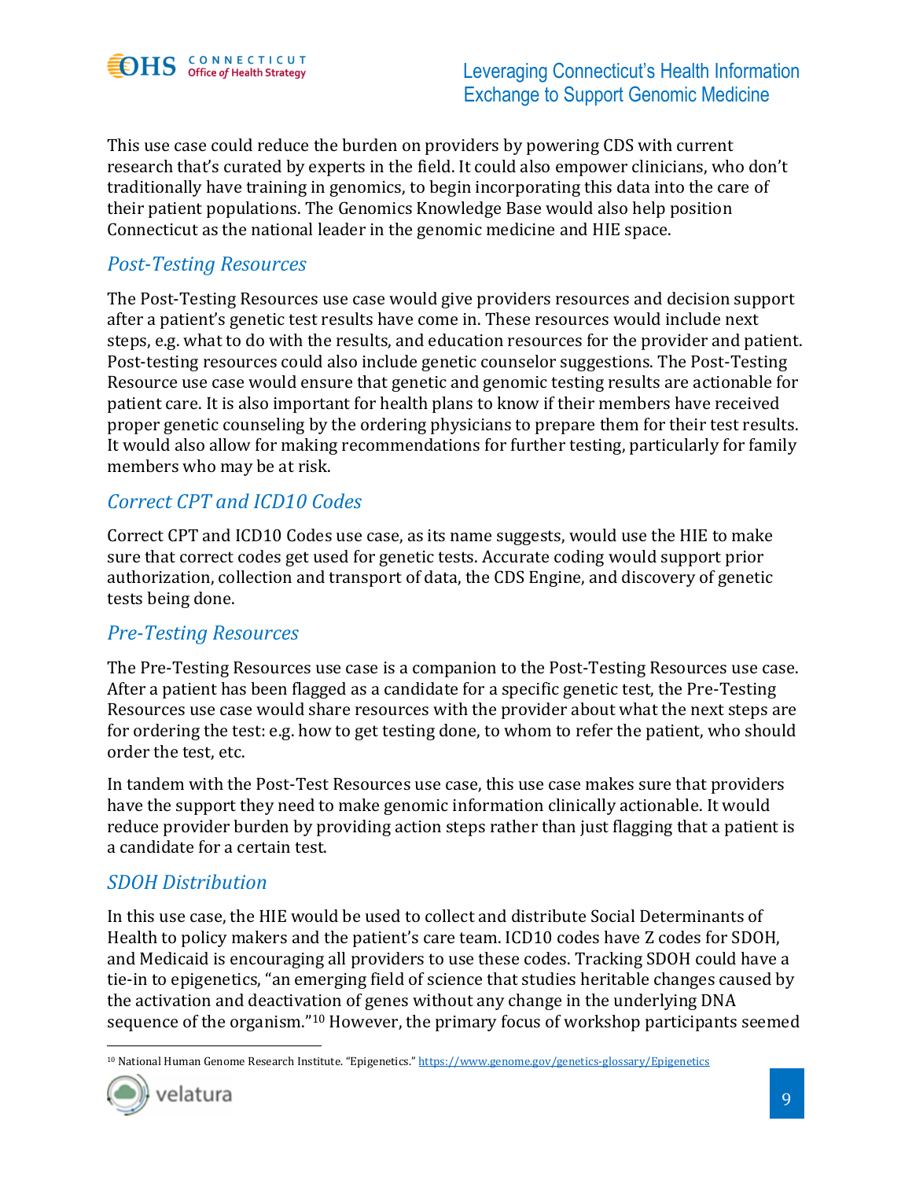This use case could reduce the burden on providers by powering CDS with current research that's curated by experts in the field. It could also empower clinicians, who don't traditionally have training in genomics, to begin incorporating this data into the care of their patient populations. The Genomics Knowledge Base would also help position Connecticut as the national leader in the genomic medicine and HIE space.

### *Post-Testing Resources*

The Post-Testing Resources use case would give providers resources and decision support after a patient's genetic test results have come in. These resources would include next steps, e.g. what to do with the results, and education resources for the provider and patient. Post-testing resources could also include genetic counselor suggestions. The Post-Testing Resource use case would ensure that genetic and genomic testing results are actionable for patient care. It is also important for health plans to know if their members have received proper genetic counseling by the ordering physicians to prepare them for their test results. It would also allow for making recommendations for further testing, particularly for family members who may be at risk.

### *Correct CPT and ICD10 Codes*

Correct CPT and ICD10 Codes use case, as its name suggests, would use the HIE to make sure that correct codes get used for genetic tests. Accurate coding would support prior authorization, collection and transport of data, the CDS Engine, and discovery of genetic tests being done.

### *Pre-Testing Resources*

The Pre-Testing Resources use case is a companion to the Post-Testing Resources use case. After a patient has been flagged as a candidate for a specific genetic test, the Pre-Testing Resources use case would share resources with the provider about what the next steps are for ordering the test: e.g. how to get testing done, to whom to refer the patient, who should order the test, etc.

In tandem with the Post-Test Resources use case, this use case makes sure that providers have the support they need to make genomic information clinically actionable. It would reduce provider burden by providing action steps rather than just flagging that a patient is a candidate for a certain test.

### *SDOH Distribution*

In this use case, the HIE would be used to collect and distribute Social Determinants of Health to policy makers and the patient's care team. ICD10 codes have Z codes for SDOH, and Medicaid is encouraging all providers to use these codes. Tracking SDOH could have a tie-in to epigenetics, "an emerging field of science that studies heritable changes caused by the activation and deactivation of genes without any change in the underlying DNA sequence of the organism."[10] However, the primary focus of workshop participants seemed

[10] National Human Genome Research Institute. "Epigenetics." https://www.genome.gov/genetics-glossary/Epigenetics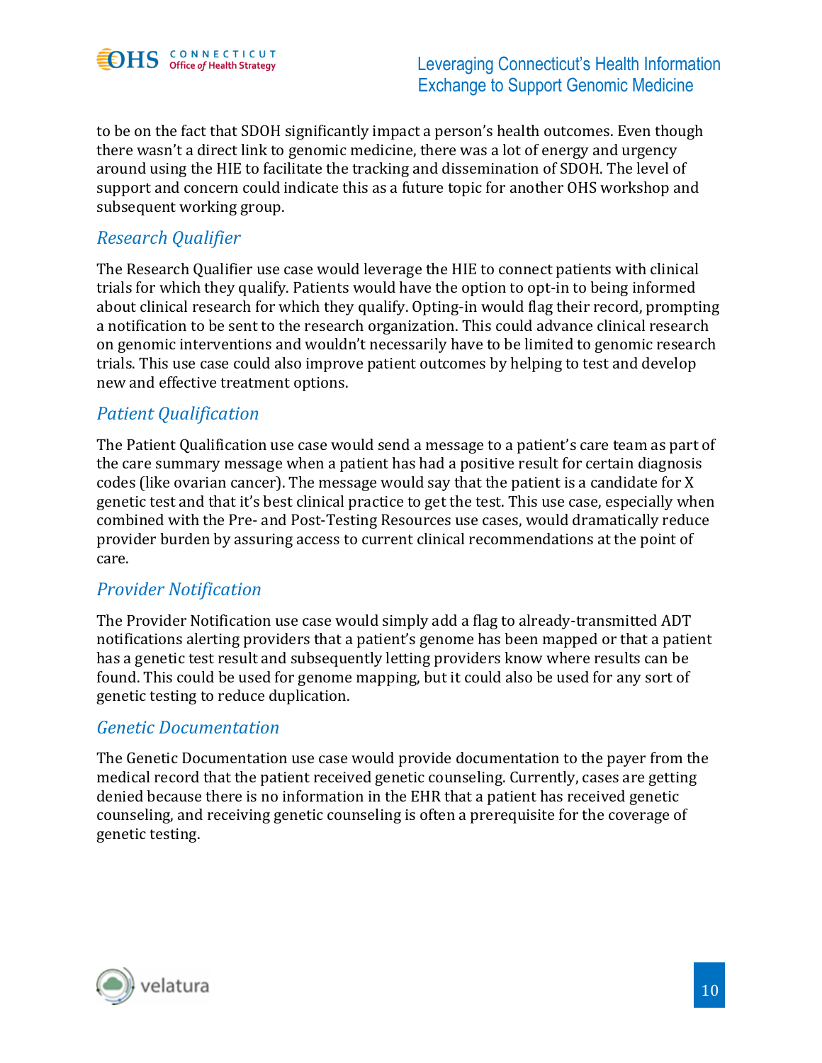to be on the fact that SDOH significantly impact a person's health outcomes. Even though there wasn't a direct link to genomic medicine, there was a lot of energy and urgency around using the HIE to facilitate the tracking and dissemination of SDOH. The level of support and concern could indicate this as a future topic for another OHS workshop and subsequent working group.

### *Research Qualifier*

The Research Qualifier use case would leverage the HIE to connect patients with clinical trials for which they qualify. Patients would have the option to opt-in to being informed about clinical research for which they qualify. Opting-in would flag their record, prompting a notification to be sent to the research organization. This could advance clinical research on genomic interventions and wouldn't necessarily have to be limited to genomic research trials. This use case could also improve patient outcomes by helping to test and develop new and effective treatment options.

### *Patient Qualification*

The Patient Qualification use case would send a message to a patient's care team as part of the care summary message when a patient has had a positive result for certain diagnosis codes (like ovarian cancer). The message would say that the patient is a candidate for X genetic test and that it's best clinical practice to get the test. This use case, especially when combined with the Pre- and Post-Testing Resources use cases, would dramatically reduce provider burden by assuring access to current clinical recommendations at the point of care.

### *Provider Notification*

The Provider Notification use case would simply add a flag to already-transmitted ADT notifications alerting providers that a patient's genome has been mapped or that a patient has a genetic test result and subsequently letting providers know where results can be found. This could be used for genome mapping, but it could also be used for any sort of genetic testing to reduce duplication.

### *Genetic Documentation*

The Genetic Documentation use case would provide documentation to the payer from the medical record that the patient received genetic counseling. Currently, cases are getting denied because there is no information in the EHR that a patient has received genetic counseling, and receiving genetic counseling is often a prerequisite for the coverage of genetic testing.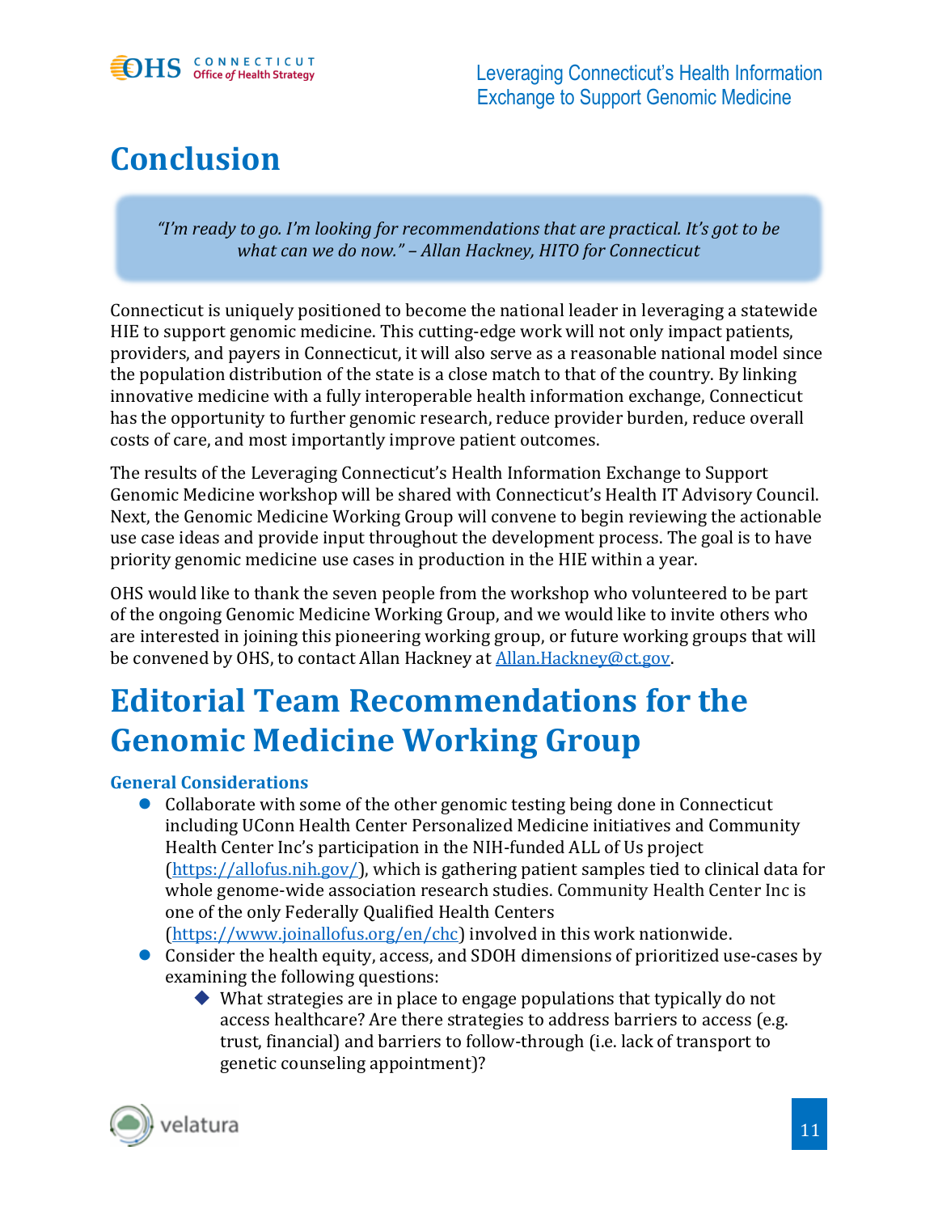# Conclusion

> *"I'm ready to go. I'm looking for recommendations that are practical. It's got to be what can we do now." – Allan Hackney, HITO for Connecticut*

Connecticut is uniquely positioned to become the national leader in leveraging a statewide HIE to support genomic medicine. This cutting-edge work will not only impact patients, providers, and payers in Connecticut, it will also serve as a reasonable national model since the population distribution of the state is a close match to that of the country. By linking innovative medicine with a fully interoperable health information exchange, Connecticut has the opportunity to further genomic research, reduce provider burden, reduce overall costs of care, and most importantly improve patient outcomes.

The results of the Leveraging Connecticut's Health Information Exchange to Support Genomic Medicine workshop will be shared with Connecticut's Health IT Advisory Council. Next, the Genomic Medicine Working Group will convene to begin reviewing the actionable use case ideas and provide input throughout the development process. The goal is to have priority genomic medicine use cases in production in the HIE within a year.

OHS would like to thank the seven people from the workshop who volunteered to be part of the ongoing Genomic Medicine Working Group, and we would like to invite others who are interested in joining this pioneering working group, or future working groups that will be convened by OHS, to contact Allan Hackney at [Allan.Hackney@ct.gov](mailto:Allan.Hackney@ct.gov).

# Editorial Team Recommendations for the Genomic Medicine Working Group

### General Considerations

- Collaborate with some of the other genomic testing being done in Connecticut including UConn Health Center Personalized Medicine initiatives and Community Health Center Inc's participation in the NIH-funded ALL of Us project ([https://allofus.nih.gov/](https://allofus.nih.gov/)), which is gathering patient samples tied to clinical data for whole genome-wide association research studies. Community Health Center Inc is one of the only Federally Qualified Health Centers ([https://www.joinallofus.org/en/chc](https://www.joinallofus.org/en/chc)) involved in this work nationwide.
- Consider the health equity, access, and SDOH dimensions of prioritized use-cases by examining the following questions:
  - What strategies are in place to engage populations that typically do not access healthcare? Are there strategies to address barriers to access (e.g. trust, financial) and barriers to follow-through (i.e. lack of transport to genetic counseling appointment)?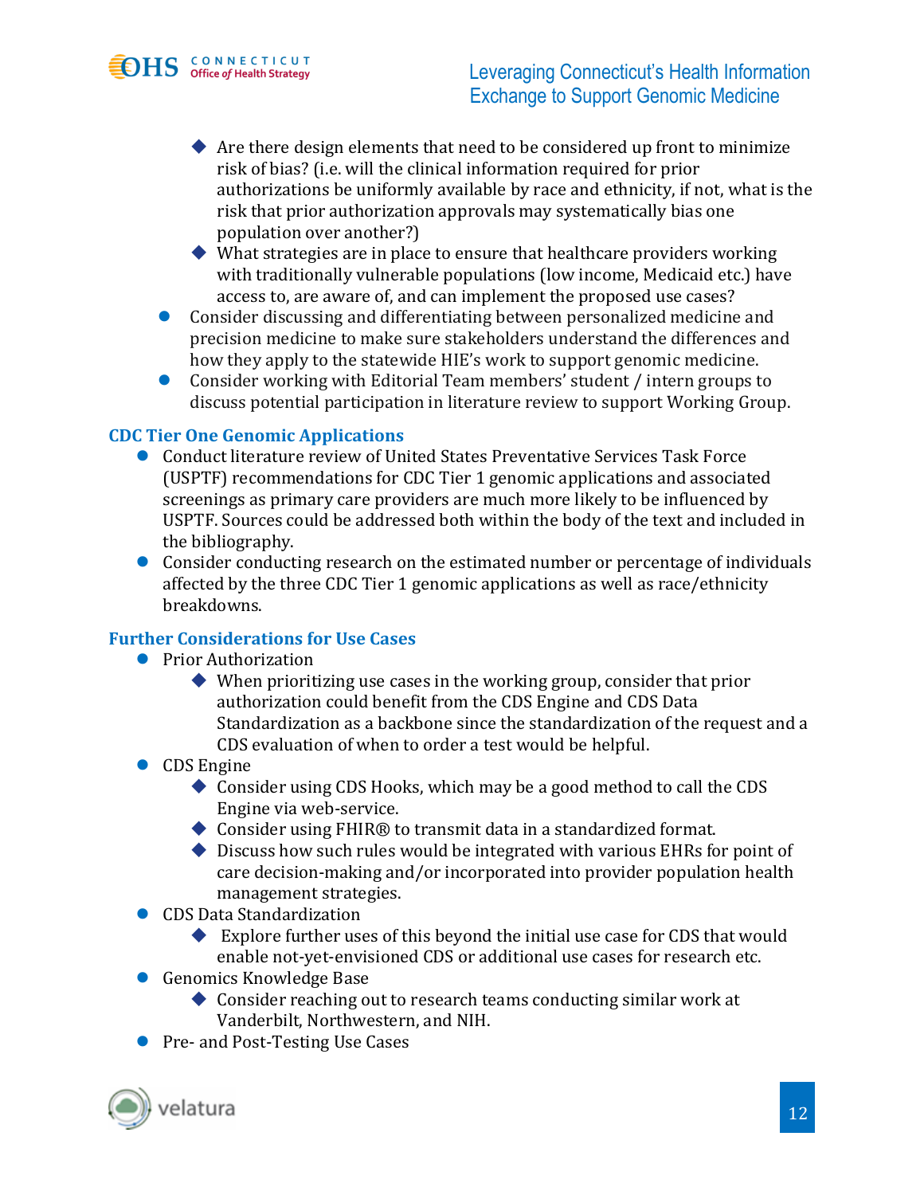- Are there design elements that need to be considered up front to minimize risk of bias? (i.e. will the clinical information required for prior authorizations be uniformly available by race and ethnicity, if not, what is the risk that prior authorization approvals may systematically bias one population over another?)
    - What strategies are in place to ensure that healthcare providers working with traditionally vulnerable populations (low income, Medicaid etc.) have access to, are aware of, and can implement the proposed use cases?
- Consider discussing and differentiating between personalized medicine and precision medicine to make sure stakeholders understand the differences and how they apply to the statewide HIE's work to support genomic medicine.
- Consider working with Editorial Team members' student / intern groups to discuss potential participation in literature review to support Working Group.

### CDC Tier One Genomic Applications

- Conduct literature review of United States Preventative Services Task Force (USPTF) recommendations for CDC Tier 1 genomic applications and associated screenings as primary care providers are much more likely to be influenced by USPTF. Sources could be addressed both within the body of the text and included in the bibliography.
- Consider conducting research on the estimated number or percentage of individuals affected by the three CDC Tier 1 genomic applications as well as race/ethnicity breakdowns.

### Further Considerations for Use Cases

- Prior Authorization
    - When prioritizing use cases in the working group, consider that prior authorization could benefit from the CDS Engine and CDS Data Standardization as a backbone since the standardization of the request and a CDS evaluation of when to order a test would be helpful.
- CDS Engine
    - Consider using CDS Hooks, which may be a good method to call the CDS Engine via web-service.
    - Consider using FHIR® to transmit data in a standardized format.
    - Discuss how such rules would be integrated with various EHRs for point of care decision-making and/or incorporated into provider population health management strategies.
- CDS Data Standardization
    - Explore further uses of this beyond the initial use case for CDS that would enable not-yet-envisioned CDS or additional use cases for research etc.
- Genomics Knowledge Base
    - Consider reaching out to research teams conducting similar work at Vanderbilt, Northwestern, and NIH.
- Pre- and Post-Testing Use Cases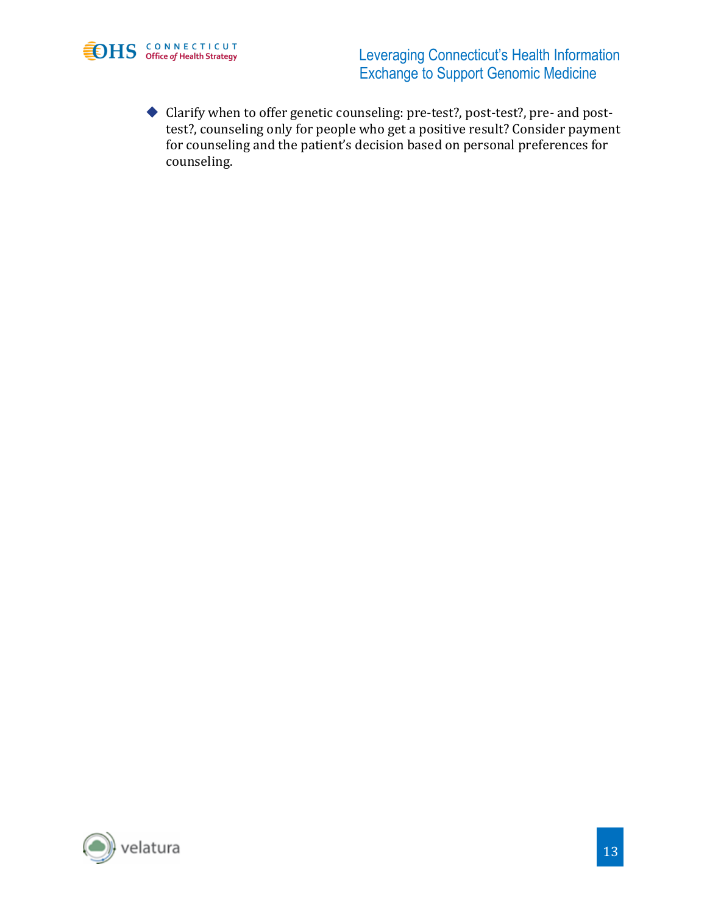- Clarify when to offer genetic counseling: pre-test?, post-test?, pre- and post-test?, counseling only for people who get a positive result? Consider payment for counseling and the patient's decision based on personal preferences for counseling.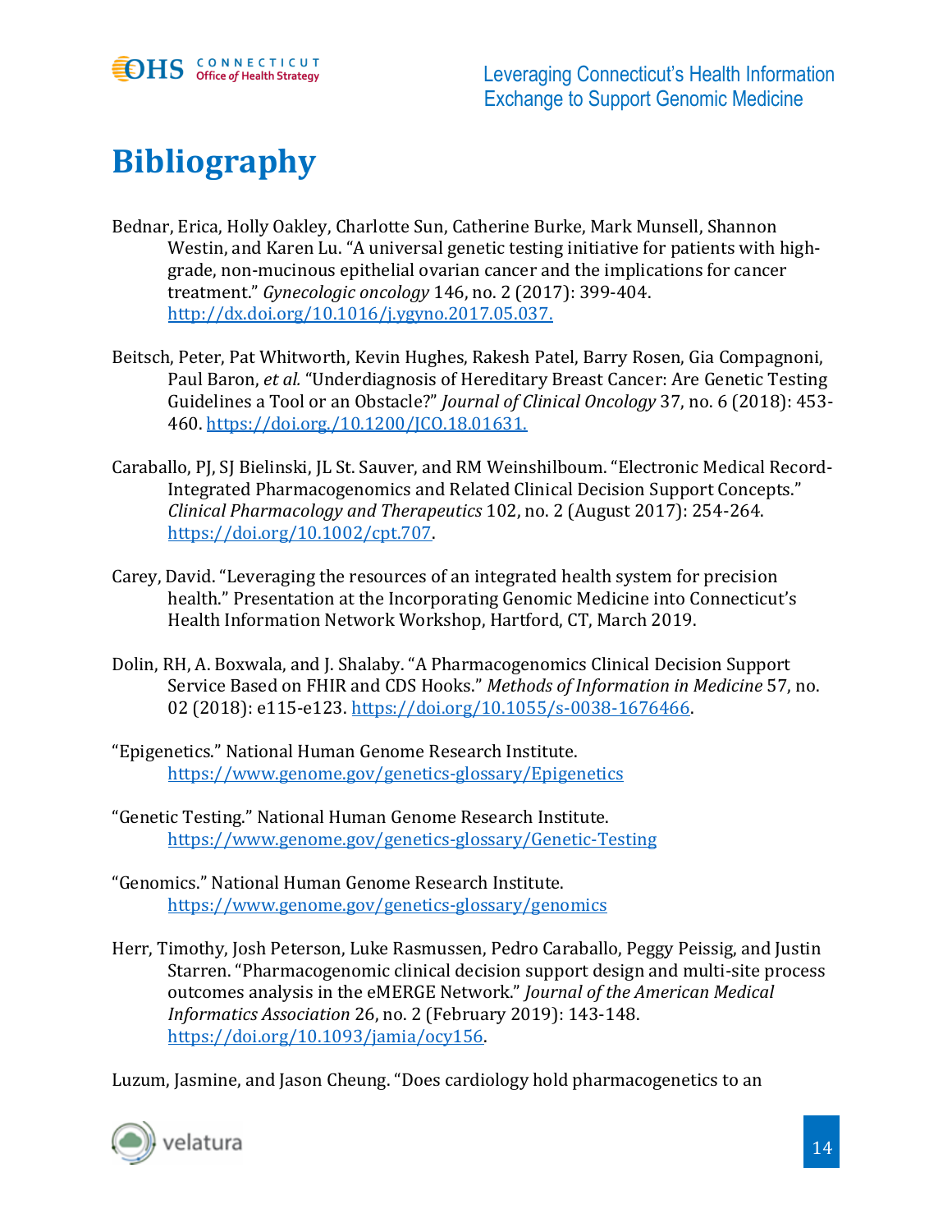# Bibliography

Bednar, Erica, Holly Oakley, Charlotte Sun, Catherine Burke, Mark Munsell, Shannon Westin, and Karen Lu. "A universal genetic testing initiative for patients with high-grade, non-mucinous epithelial ovarian cancer and the implications for cancer treatment." *Gynecologic oncology* 146, no. 2 (2017): 399-404. http://dx.doi.org/10.1016/j.ygyno.2017.05.037.

Beitsch, Peter, Pat Whitworth, Kevin Hughes, Rakesh Patel, Barry Rosen, Gia Compagnoni, Paul Baron, *et al.* "Underdiagnosis of Hereditary Breast Cancer: Are Genetic Testing Guidelines a Tool or an Obstacle?" *Journal of Clinical Oncology* 37, no. 6 (2018): 453-460. https://doi.org./10.1200/JCO.18.01631.

Caraballo, PJ, SJ Bielinski, JL St. Sauver, and RM Weinshilboum. "Electronic Medical Record-Integrated Pharmacogenomics and Related Clinical Decision Support Concepts." *Clinical Pharmacology and Therapeutics* 102, no. 2 (August 2017): 254-264. https://doi.org/10.1002/cpt.707.

Carey, David. "Leveraging the resources of an integrated health system for precision health." Presentation at the Incorporating Genomic Medicine into Connecticut's Health Information Network Workshop, Hartford, CT, March 2019.

Dolin, RH, A. Boxwala, and J. Shalaby. "A Pharmacogenomics Clinical Decision Support Service Based on FHIR and CDS Hooks." *Methods of Information in Medicine* 57, no. 02 (2018): e115-e123. https://doi.org/10.1055/s-0038-1676466.

"Epigenetics." National Human Genome Research Institute. https://www.genome.gov/genetics-glossary/Epigenetics

"Genetic Testing." National Human Genome Research Institute. https://www.genome.gov/genetics-glossary/Genetic-Testing

"Genomics." National Human Genome Research Institute. https://www.genome.gov/genetics-glossary/genomics

Herr, Timothy, Josh Peterson, Luke Rasmussen, Pedro Caraballo, Peggy Peissig, and Justin Starren. "Pharmacogenomic clinical decision support design and multi-site process outcomes analysis in the eMERGE Network." *Journal of the American Medical Informatics Association* 26, no. 2 (February 2019): 143-148. https://doi.org/10.1093/jamia/ocy156.

Luzum, Jasmine, and Jason Cheung. "Does cardiology hold pharmacogenetics to an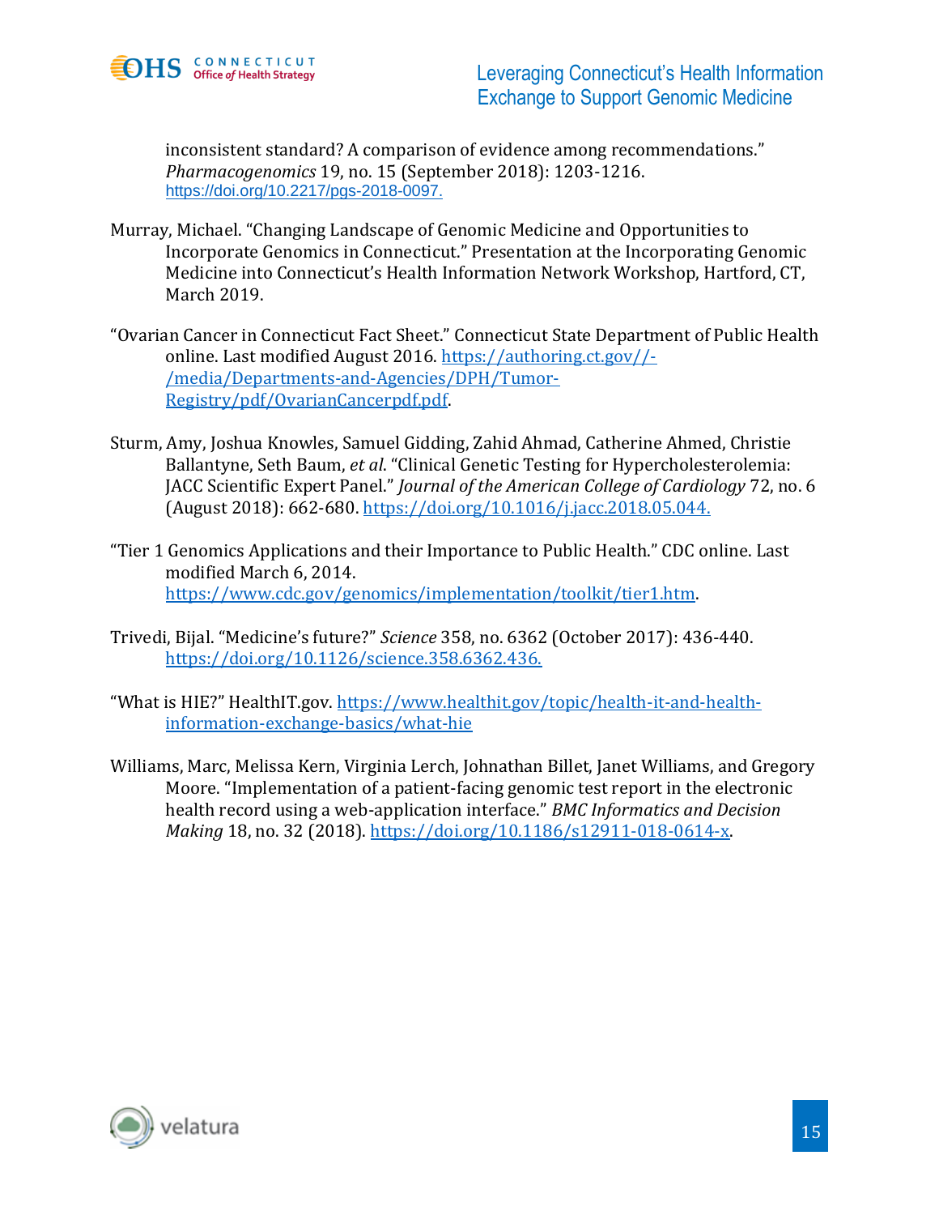inconsistent standard? A comparison of evidence among recommendations." *Pharmacogenomics* 19, no. 15 (September 2018): 1203-1216. https://doi.org/10.2217/pgs-2018-0097.

Murray, Michael. "Changing Landscape of Genomic Medicine and Opportunities to Incorporate Genomics in Connecticut." Presentation at the Incorporating Genomic Medicine into Connecticut's Health Information Network Workshop, Hartford, CT, March 2019.

"Ovarian Cancer in Connecticut Fact Sheet." Connecticut State Department of Public Health online. Last modified August 2016. https://authoring.ct.gov//-/media/Departments-and-Agencies/DPH/Tumor-Registry/pdf/OvarianCancerpdf.pdf.

Sturm, Amy, Joshua Knowles, Samuel Gidding, Zahid Ahmad, Catherine Ahmed, Christie Ballantyne, Seth Baum, *et al*. "Clinical Genetic Testing for Hypercholesterolemia: JACC Scientific Expert Panel." *Journal of the American College of Cardiology* 72, no. 6 (August 2018): 662-680. https://doi.org/10.1016/j.jacc.2018.05.044.

"Tier 1 Genomics Applications and their Importance to Public Health." CDC online. Last modified March 6, 2014. https://www.cdc.gov/genomics/implementation/toolkit/tier1.htm.

Trivedi, Bijal. "Medicine's future?" *Science* 358, no. 6362 (October 2017): 436-440. https://doi.org/10.1126/science.358.6362.436.

"What is HIE?" HealthIT.gov. https://www.healthit.gov/topic/health-it-and-health-information-exchange-basics/what-hie

Williams, Marc, Melissa Kern, Virginia Lerch, Johnathan Billet, Janet Williams, and Gregory Moore. "Implementation of a patient-facing genomic test report in the electronic health record using a web-application interface." *BMC Informatics and Decision Making* 18, no. 32 (2018). https://doi.org/10.1186/s12911-018-0614-x.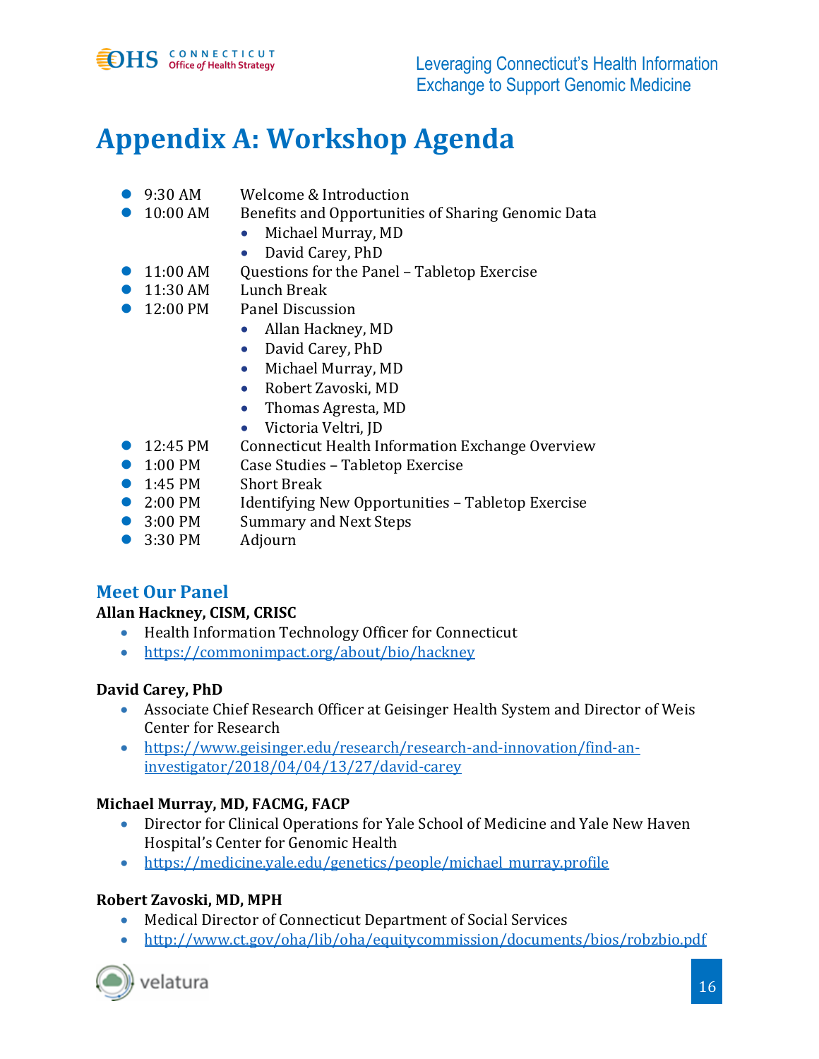# Appendix A: Workshop Agenda

- 9:30 AM Welcome & Introduction
- 10:00 AM Benefits and Opportunities of Sharing Genomic Data
  - Michael Murray, MD
  - David Carey, PhD
- 11:00 AM Questions for the Panel – Tabletop Exercise
- 11:30 AM Lunch Break
- 12:00 PM Panel Discussion
  - Allan Hackney, MD
  - David Carey, PhD
  - Michael Murray, MD
  - Robert Zavoski, MD
  - Thomas Agresta, MD
  - Victoria Veltri, JD
- 12:45 PM Connecticut Health Information Exchange Overview
- 1:00 PM Case Studies – Tabletop Exercise
- 1:45 PM Short Break
- 2:00 PM Identifying New Opportunities – Tabletop Exercise
- 3:00 PM Summary and Next Steps
- 3:30 PM Adjourn

## Meet Our Panel

**Allan Hackney, CISM, CRISC**

- Health Information Technology Officer for Connecticut
- https://commonimpact.org/about/bio/hackney

**David Carey, PhD**

- Associate Chief Research Officer at Geisinger Health System and Director of Weis Center for Research
- https://www.geisinger.edu/research/research-and-innovation/find-an-investigator/2018/04/04/13/27/david-carey

**Michael Murray, MD, FACMG, FACP**

- Director for Clinical Operations for Yale School of Medicine and Yale New Haven Hospital's Center for Genomic Health
- https://medicine.yale.edu/genetics/people/michael_murray.profile

**Robert Zavoski, MD, MPH**

- Medical Director of Connecticut Department of Social Services
- http://www.ct.gov/oha/lib/oha/equitycommission/documents/bios/robzbio.pdf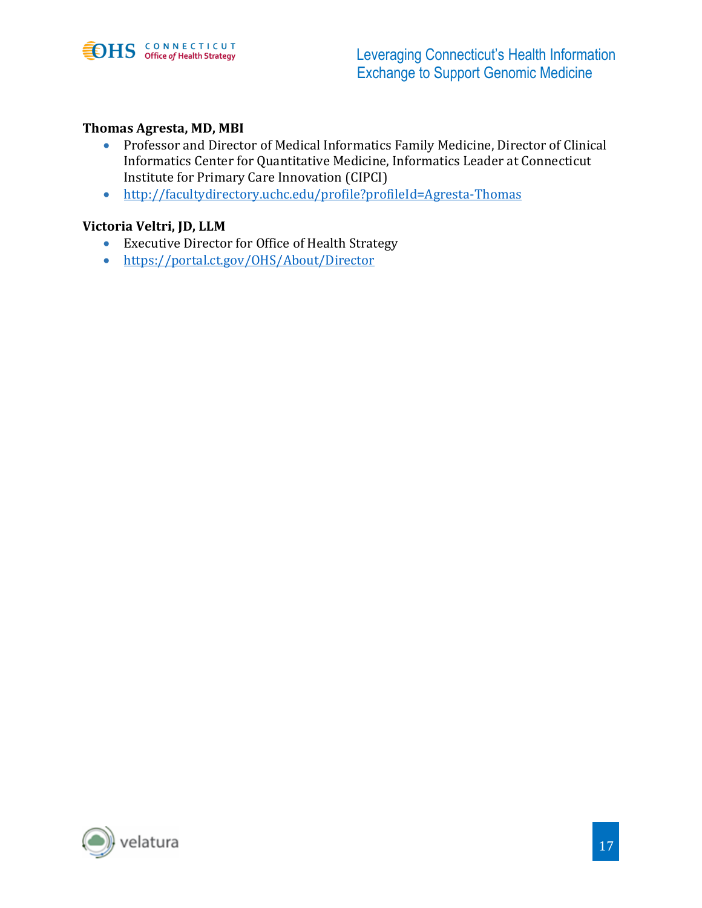**Thomas Agresta, MD, MBI**

- Professor and Director of Medical Informatics Family Medicine, Director of Clinical Informatics Center for Quantitative Medicine, Informatics Leader at Connecticut Institute for Primary Care Innovation (CIPCI)
- http://facultydirectory.uchc.edu/profile?profileId=Agresta-Thomas

**Victoria Veltri, JD, LLM**

- Executive Director for Office of Health Strategy
- https://portal.ct.gov/OHS/About/Director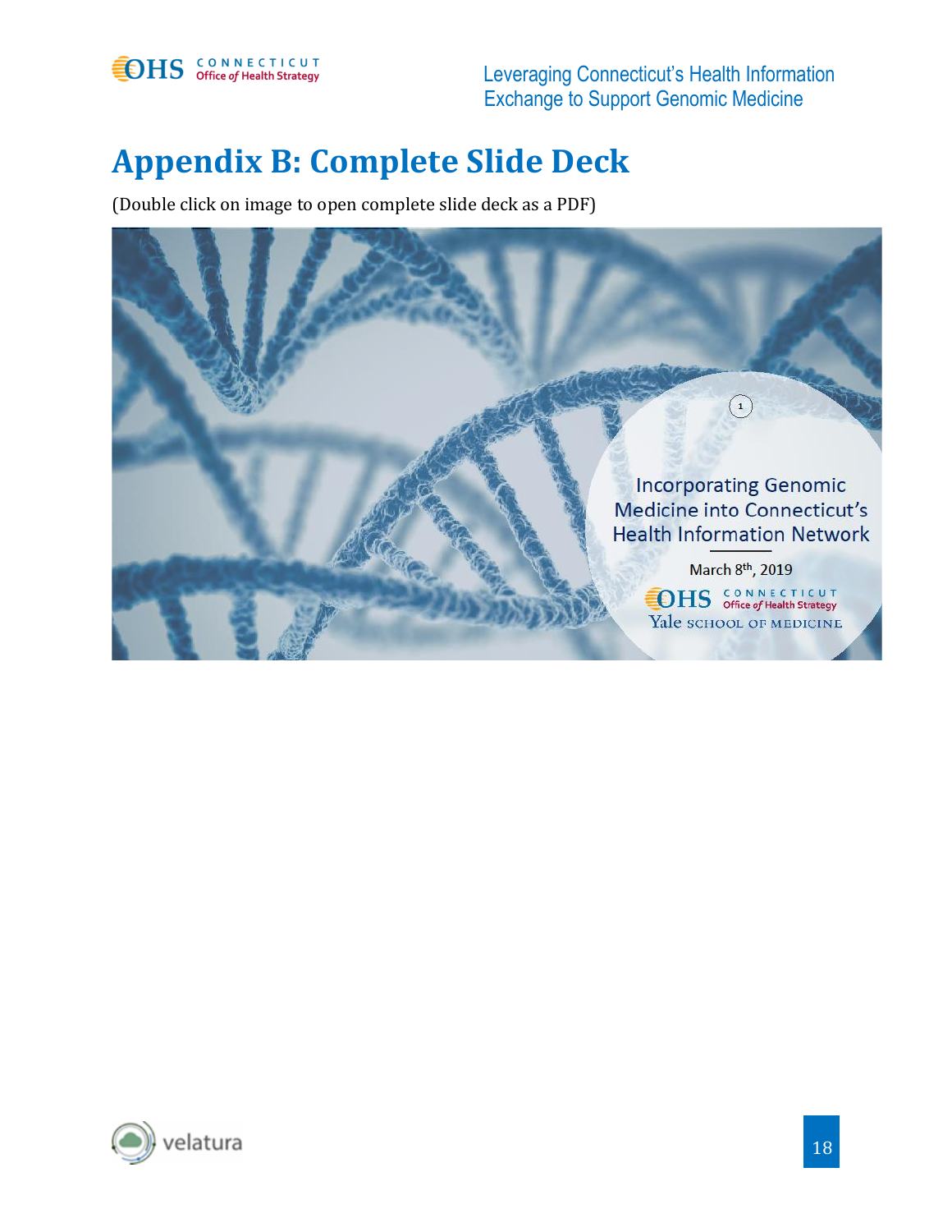# Appendix B: Complete Slide Deck

(Double click on image to open complete slide deck as a PDF)

Incorporating Genomic Medicine into Connecticut's Health Information Network

March 8th, 2019

OHS CONNECTICUT Office of Health Strategy

Yale SCHOOL OF MEDICINE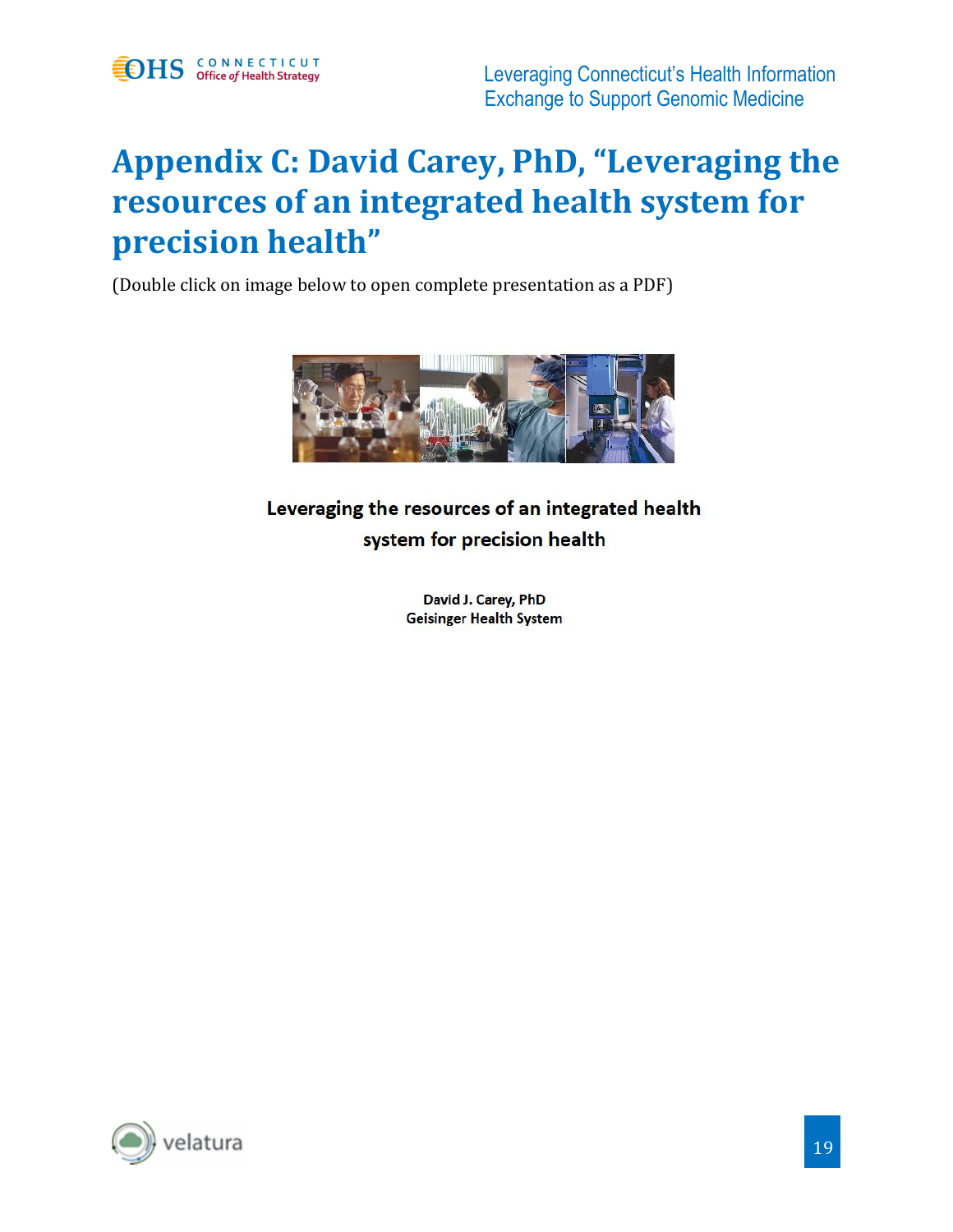# Appendix C: David Carey, PhD, “Leveraging the resources of an integrated health system for precision health”

(Double click on image below to open complete presentation as a PDF)

**Leveraging the resources of an integrated health system for precision health**

**David J. Carey, PhD**
**Geisinger Health System**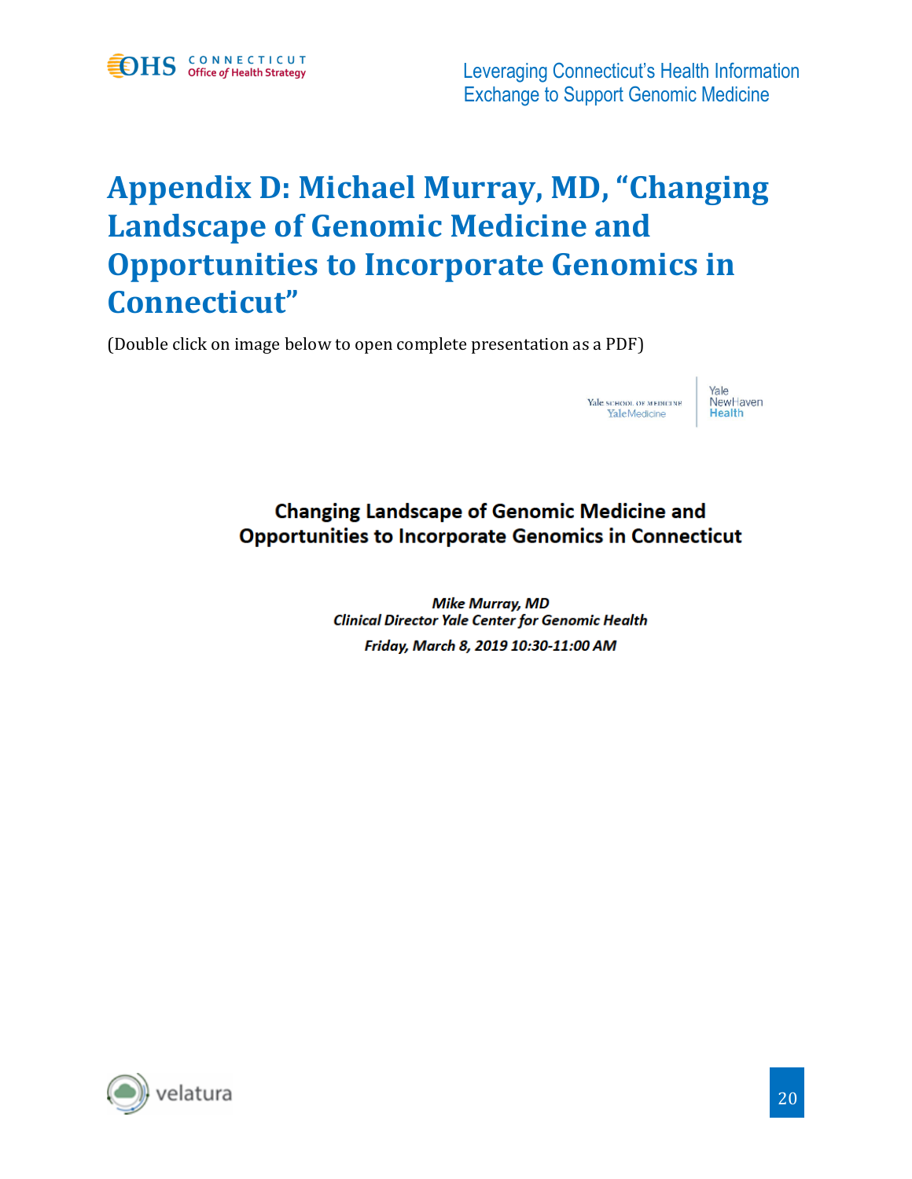# Appendix D: Michael Murray, MD, "Changing Landscape of Genomic Medicine and Opportunities to Incorporate Genomics in Connecticut"

(Double click on image below to open complete presentation as a PDF)

Yale SCHOOL OF MEDICINE
YaleMedicine

Yale NewHaven Health

**Changing Landscape of Genomic Medicine and Opportunities to Incorporate Genomics in Connecticut**

***Mike Murray, MD***
***Clinical Director Yale Center for Genomic Health***
***Friday, March 8, 2019 10:30-11:00 AM***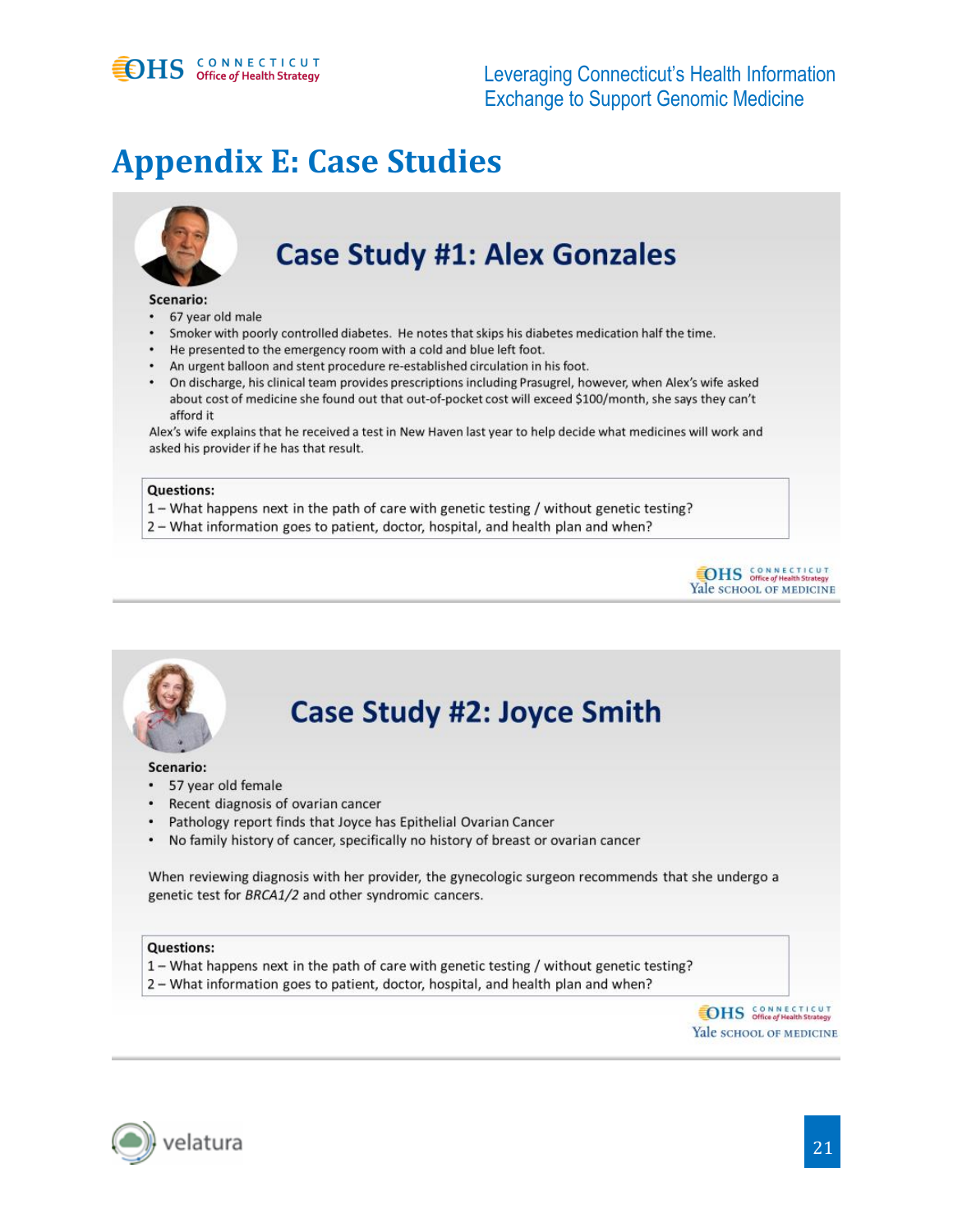# Appendix E: Case Studies

## Case Study #1: Alex Gonzales

**Scenario:**

- 67 year old male
- Smoker with poorly controlled diabetes. He notes that skips his diabetes medication half the time.
- He presented to the emergency room with a cold and blue left foot.
- An urgent balloon and stent procedure re-established circulation in his foot.
- On discharge, his clinical team provides prescriptions including Prasugrel, however, when Alex's wife asked about cost of medicine she found out that out-of-pocket cost will exceed $100/month, she says they can't afford it

Alex's wife explains that he received a test in New Haven last year to help decide what medicines will work and asked his provider if he has that result.

**Questions:**
1 – What happens next in the path of care with genetic testing / without genetic testing?
2 – What information goes to patient, doctor, hospital, and health plan and when?

## Case Study #2: Joyce Smith

**Scenario:**

- 57 year old female
- Recent diagnosis of ovarian cancer
- Pathology report finds that Joyce has Epithelial Ovarian Cancer
- No family history of cancer, specifically no history of breast or ovarian cancer

When reviewing diagnosis with her provider, the gynecologic surgeon recommends that she undergo a genetic test for *BRCA1/2* and other syndromic cancers.

**Questions:**
1 – What happens next in the path of care with genetic testing / without genetic testing?
2 – What information goes to patient, doctor, hospital, and health plan and when?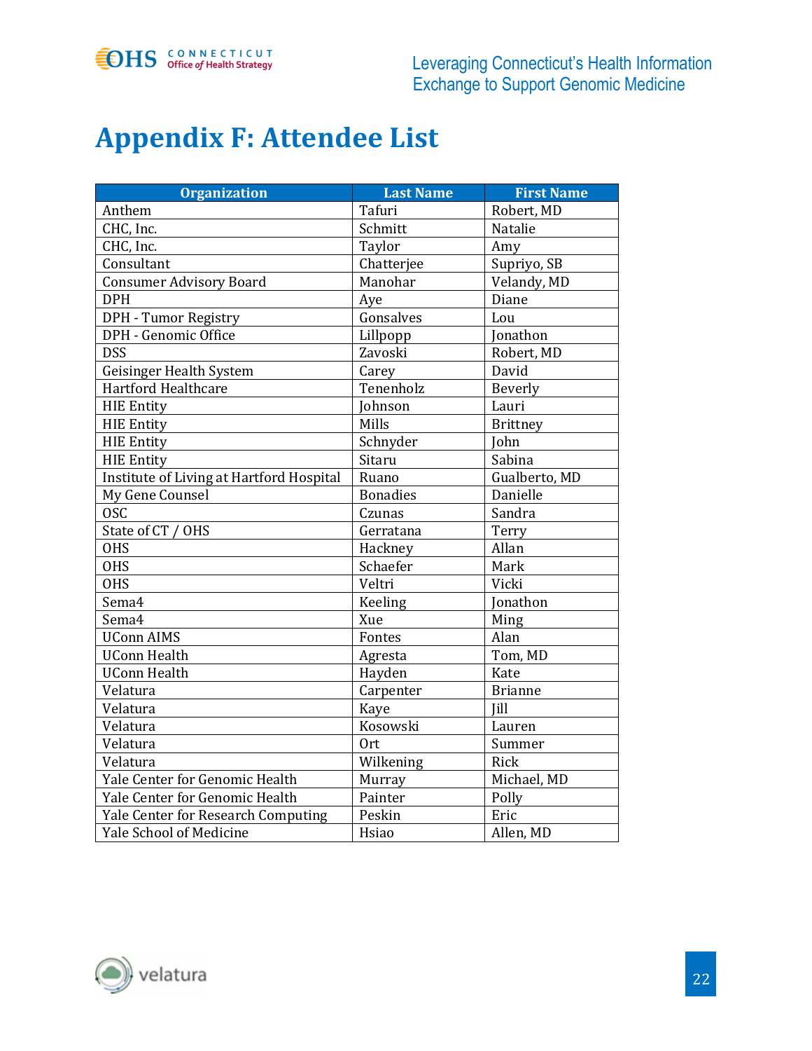# Appendix F: Attendee List

| Organization | Last Name | First Name |
|---|---|---|
| Anthem | Tafuri | Robert, MD |
| CHC, Inc. | Schmitt | Natalie |
| CHC, Inc. | Taylor | Amy |
| Consultant | Chatterjee | Supriyo, SB |
| Consumer Advisory Board | Manohar | Velandy, MD |
| DPH | Aye | Diane |
| DPH - Tumor Registry | Gonsalves | Lou |
| DPH - Genomic Office | Lillpopp | Jonathon |
| DSS | Zavoski | Robert, MD |
| Geisinger Health System | Carey | David |
| Hartford Healthcare | Tenenholz | Beverly |
| HIE Entity | Johnson | Lauri |
| HIE Entity | Mills | Brittney |
| HIE Entity | Schnyder | John |
| HIE Entity | Sitaru | Sabina |
| Institute of Living at Hartford Hospital | Ruano | Gualberto, MD |
| My Gene Counsel | Bonadies | Danielle |
| OSC | Czunas | Sandra |
| State of CT / OHS | Gerratana | Terry |
| OHS | Hackney | Allan |
| OHS | Schaefer | Mark |
| OHS | Veltri | Vicki |
| Sema4 | Keeling | Jonathon |
| Sema4 | Xue | Ming |
| UConn AIMS | Fontes | Alan |
| UConn Health | Agresta | Tom, MD |
| UConn Health | Hayden | Kate |
| Velatura | Carpenter | Brianne |
| Velatura | Kaye | Jill |
| Velatura | Kosowski | Lauren |
| Velatura | Ort | Summer |
| Velatura | Wilkening | Rick |
| Yale Center for Genomic Health | Murray | Michael, MD |
| Yale Center for Genomic Health | Painter | Polly |
| Yale Center for Research Computing | Peskin | Eric |
| Yale School of Medicine | Hsiao | Allen, MD |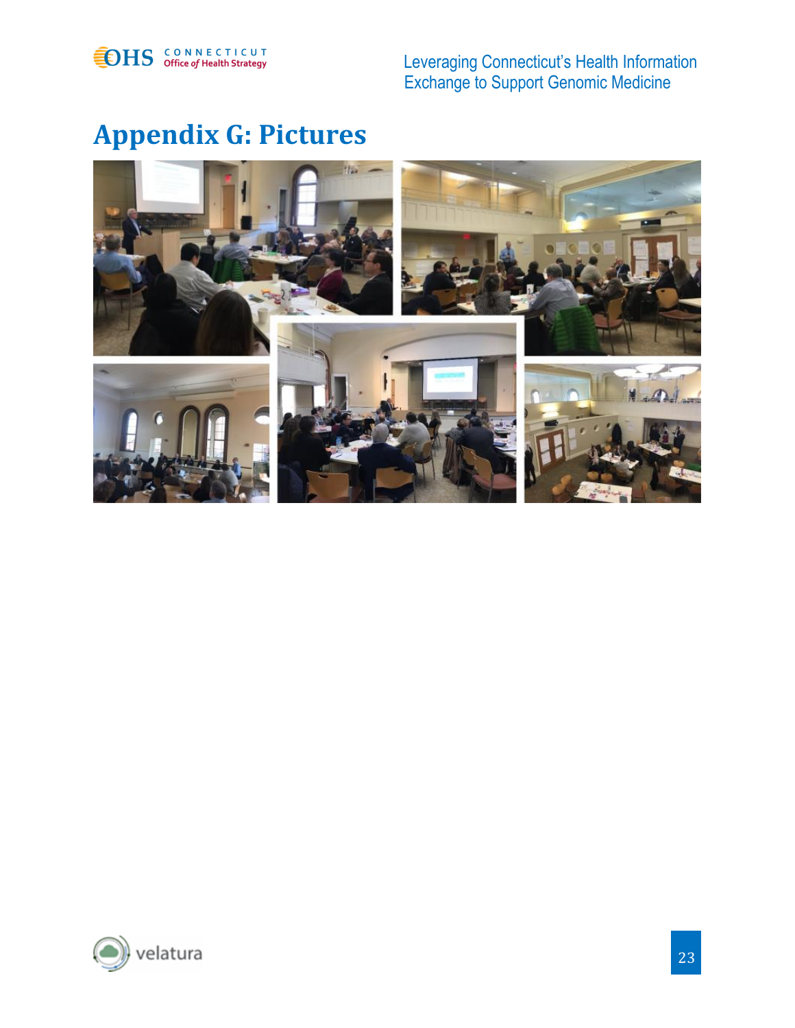# Appendix G: Pictures